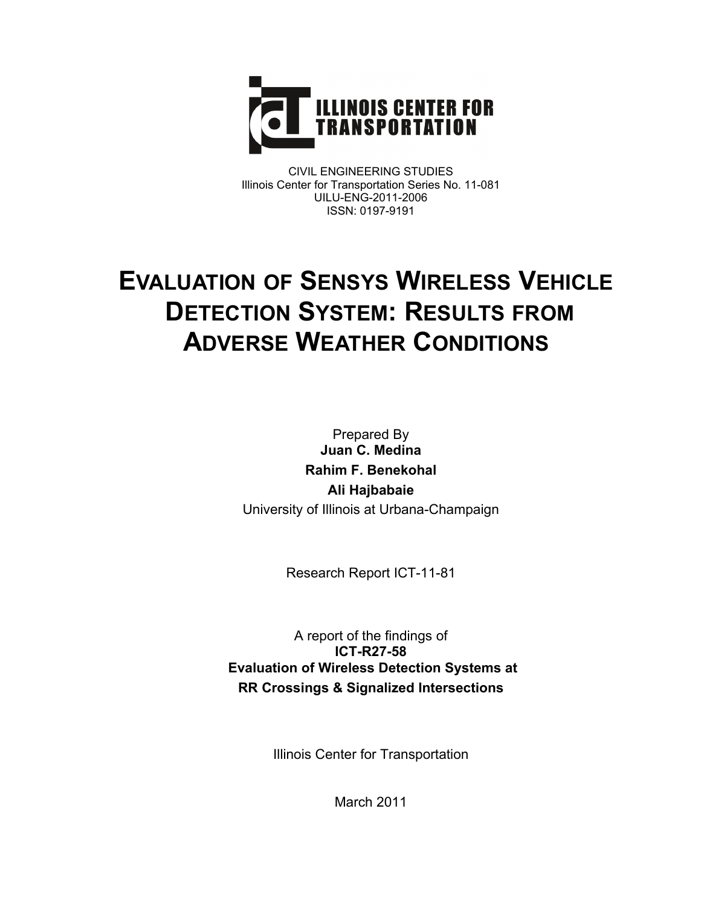ILLINOIS CENTER FOR TRANSPORTATION

CIVIL ENGINEERING STUDIES
Illinois Center for Transportation Series No. 11-081
UILU-ENG-2011-2006
ISSN: 0197-9191

# Evaluation of Sensys Wireless Vehicle Detection System: Results from Adverse Weather Conditions

Prepared By
**Juan C. Medina**
**Rahim F. Benekohal**
**Ali Hajbabaie**
University of Illinois at Urbana-Champaign

Research Report ICT-11-81

A report of the findings of
**ICT-R27-58**
**Evaluation of Wireless Detection Systems at RR Crossings & Signalized Intersections**

Illinois Center for Transportation

March 2011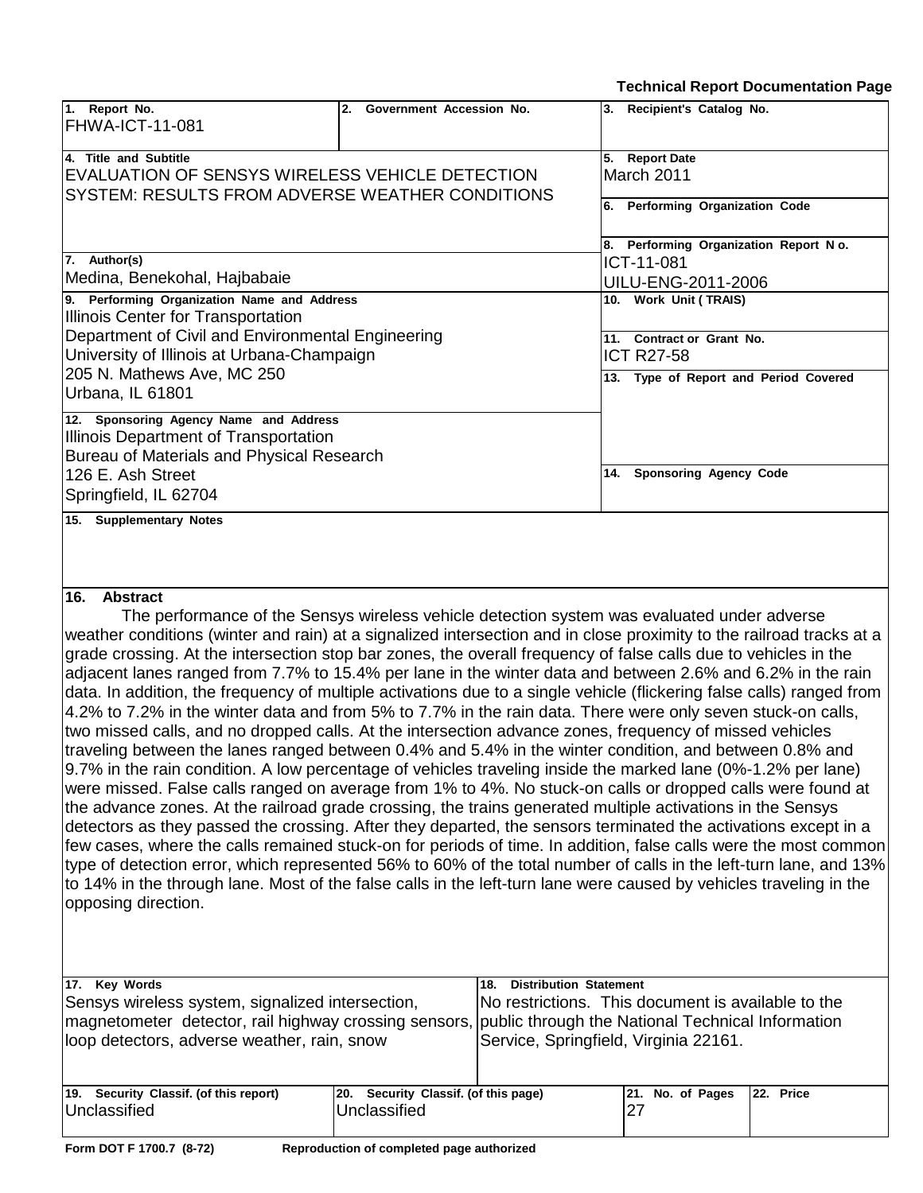**Technical Report Documentation Page**

| 1. Report No. | 2. Government Accession No. | 3. Recipient's Catalog No. |
|---|---|---|
| FHWA-ICT-11-081 | | |

| 4. Title and Subtitle | 5. Report Date |
|---|---|
| EVALUATION OF SENSYS WIRELESS VEHICLE DETECTION SYSTEM: RESULTS FROM ADVERSE WEATHER CONDITIONS | March 2011 |
| | 6. Performing Organization Code |
| | 8. Performing Organization Report No. |
| 7. Author(s) | ICT-11-081 |
| Medina, Benekohal, Hajbabaie | UILU-ENG-2011-2006 |
| 9. Performing Organization Name and Address | 10. Work Unit ( TRAIS) |
| Illinois Center for Transportation<br>Department of Civil and Environmental Engineering<br>University of Illinois at Urbana-Champaign<br>205 N. Mathews Ave, MC 250<br>Urbana, IL 61801 | 11. Contract or Grant No.<br>ICT R27-58 |
| | 13. Type of Report and Period Covered |
| 12. Sponsoring Agency Name and Address | |
| Illinois Department of Transportation<br>Bureau of Materials and Physical Research<br>126 E. Ash Street<br>Springfield, IL 62704 | 14. Sponsoring Agency Code |

**15. Supplementary Notes**

**16. Abstract**

The performance of the Sensys wireless vehicle detection system was evaluated under adverse weather conditions (winter and rain) at a signalized intersection and in close proximity to the railroad tracks at a grade crossing. At the intersection stop bar zones, the overall frequency of false calls due to vehicles in the adjacent lanes ranged from 7.7% to 15.4% per lane in the winter data and between 2.6% and 6.2% in the rain data. In addition, the frequency of multiple activations due to a single vehicle (flickering false calls) ranged from 4.2% to 7.2% in the winter data and from 5% to 7.7% in the rain data. There were only seven stuck-on calls, two missed calls, and no dropped calls. At the intersection advance zones, frequency of missed vehicles traveling between the lanes ranged between 0.4% and 5.4% in the winter condition, and between 0.8% and 9.7% in the rain condition. A low percentage of vehicles traveling inside the marked lane (0%-1.2% per lane) were missed. False calls ranged on average from 1% to 4%. No stuck-on calls or dropped calls were found at the advance zones. At the railroad grade crossing, the trains generated multiple activations in the Sensys detectors as they passed the crossing. After they departed, the sensors terminated the activations except in a few cases, where the calls remained stuck-on for periods of time. In addition, false calls were the most common type of detection error, which represented 56% to 60% of the total number of calls in the left-turn lane, and 13% to 14% in the through lane. Most of the false calls in the left-turn lane were caused by vehicles traveling in the opposing direction.

| 17. Key Words | 18. Distribution Statement |
|---|---|
| Sensys wireless system, signalized intersection, magnetometer detector, rail highway crossing sensors, loop detectors, adverse weather, rain, snow | No restrictions. This document is available to the public through the National Technical Information Service, Springfield, Virginia 22161. |

| 19. Security Classif. (of this report) | 20. Security Classif. (of this page) | 21. No. of Pages | 22. Price |
|---|---|---|---|
| Unclassified | Unclassified | 27 | |

Form DOT F 1700.7 (8-72) Reproduction of completed page authorized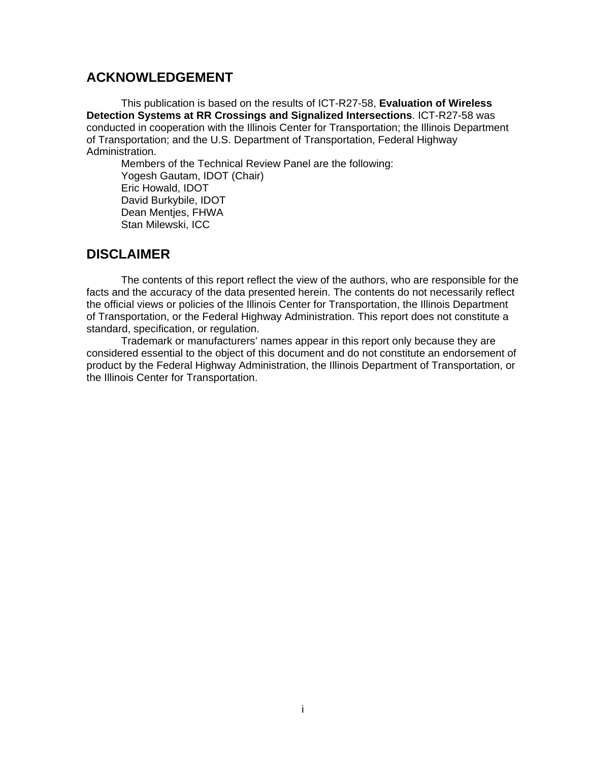## ACKNOWLEDGEMENT

This publication is based on the results of ICT-R27-58, **Evaluation of Wireless Detection Systems at RR Crossings and Signalized Intersections**. ICT-R27-58 was conducted in cooperation with the Illinois Center for Transportation; the Illinois Department of Transportation; and the U.S. Department of Transportation, Federal Highway Administration.

Members of the Technical Review Panel are the following:
Yogesh Gautam, IDOT (Chair)
Eric Howald, IDOT
David Burkybile, IDOT
Dean Mentjes, FHWA
Stan Milewski, ICC

## DISCLAIMER

The contents of this report reflect the view of the authors, who are responsible for the facts and the accuracy of the data presented herein. The contents do not necessarily reflect the official views or policies of the Illinois Center for Transportation, the Illinois Department of Transportation, or the Federal Highway Administration. This report does not constitute a standard, specification, or regulation.

Trademark or manufacturers' names appear in this report only because they are considered essential to the object of this document and do not constitute an endorsement of product by the Federal Highway Administration, the Illinois Department of Transportation, or the Illinois Center for Transportation.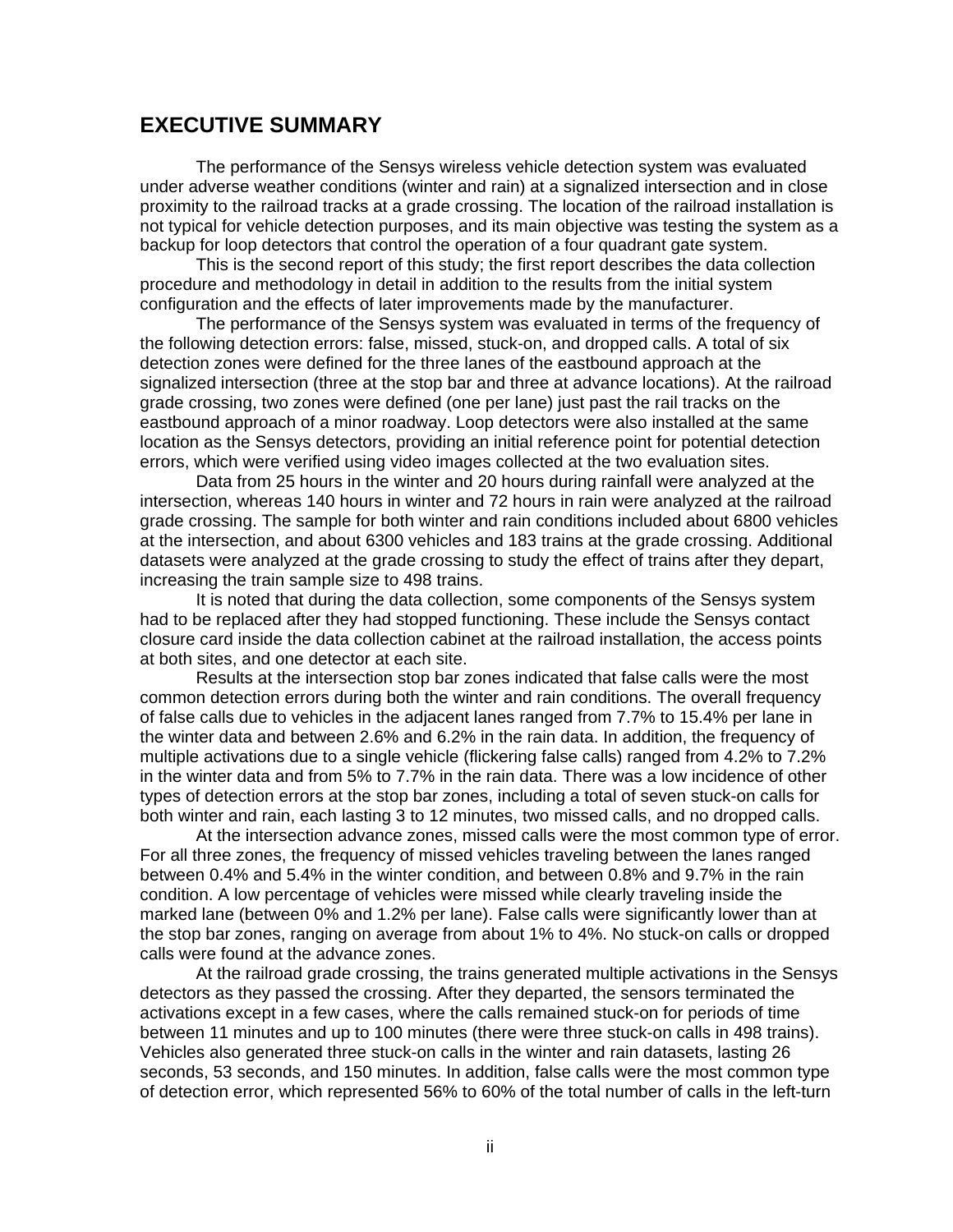## EXECUTIVE SUMMARY

The performance of the Sensys wireless vehicle detection system was evaluated under adverse weather conditions (winter and rain) at a signalized intersection and in close proximity to the railroad tracks at a grade crossing. The location of the railroad installation is not typical for vehicle detection purposes, and its main objective was testing the system as a backup for loop detectors that control the operation of a four quadrant gate system.

This is the second report of this study; the first report describes the data collection procedure and methodology in detail in addition to the results from the initial system configuration and the effects of later improvements made by the manufacturer.

The performance of the Sensys system was evaluated in terms of the frequency of the following detection errors: false, missed, stuck-on, and dropped calls. A total of six detection zones were defined for the three lanes of the eastbound approach at the signalized intersection (three at the stop bar and three at advance locations). At the railroad grade crossing, two zones were defined (one per lane) just past the rail tracks on the eastbound approach of a minor roadway. Loop detectors were also installed at the same location as the Sensys detectors, providing an initial reference point for potential detection errors, which were verified using video images collected at the two evaluation sites.

Data from 25 hours in the winter and 20 hours during rainfall were analyzed at the intersection, whereas 140 hours in winter and 72 hours in rain were analyzed at the railroad grade crossing. The sample for both winter and rain conditions included about 6800 vehicles at the intersection, and about 6300 vehicles and 183 trains at the grade crossing. Additional datasets were analyzed at the grade crossing to study the effect of trains after they depart, increasing the train sample size to 498 trains.

It is noted that during the data collection, some components of the Sensys system had to be replaced after they had stopped functioning. These include the Sensys contact closure card inside the data collection cabinet at the railroad installation, the access points at both sites, and one detector at each site.

Results at the intersection stop bar zones indicated that false calls were the most common detection errors during both the winter and rain conditions. The overall frequency of false calls due to vehicles in the adjacent lanes ranged from 7.7% to 15.4% per lane in the winter data and between 2.6% and 6.2% in the rain data. In addition, the frequency of multiple activations due to a single vehicle (flickering false calls) ranged from 4.2% to 7.2% in the winter data and from 5% to 7.7% in the rain data. There was a low incidence of other types of detection errors at the stop bar zones, including a total of seven stuck-on calls for both winter and rain, each lasting 3 to 12 minutes, two missed calls, and no dropped calls.

At the intersection advance zones, missed calls were the most common type of error. For all three zones, the frequency of missed vehicles traveling between the lanes ranged between 0.4% and 5.4% in the winter condition, and between 0.8% and 9.7% in the rain condition. A low percentage of vehicles were missed while clearly traveling inside the marked lane (between 0% and 1.2% per lane). False calls were significantly lower than at the stop bar zones, ranging on average from about 1% to 4%. No stuck-on calls or dropped calls were found at the advance zones.

At the railroad grade crossing, the trains generated multiple activations in the Sensys detectors as they passed the crossing. After they departed, the sensors terminated the activations except in a few cases, where the calls remained stuck-on for periods of time between 11 minutes and up to 100 minutes (there were three stuck-on calls in 498 trains). Vehicles also generated three stuck-on calls in the winter and rain datasets, lasting 26 seconds, 53 seconds, and 150 minutes. In addition, false calls were the most common type of detection error, which represented 56% to 60% of the total number of calls in the left-turn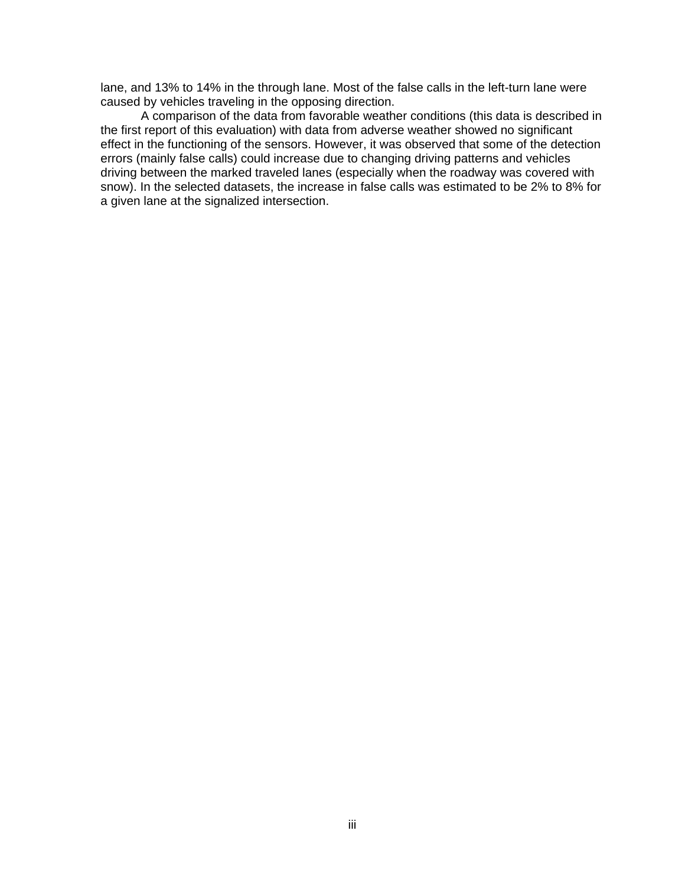lane, and 13% to 14% in the through lane. Most of the false calls in the left-turn lane were caused by vehicles traveling in the opposing direction.

A comparison of the data from favorable weather conditions (this data is described in the first report of this evaluation) with data from adverse weather showed no significant effect in the functioning of the sensors. However, it was observed that some of the detection errors (mainly false calls) could increase due to changing driving patterns and vehicles driving between the marked traveled lanes (especially when the roadway was covered with snow). In the selected datasets, the increase in false calls was estimated to be 2% to 8% for a given lane at the signalized intersection.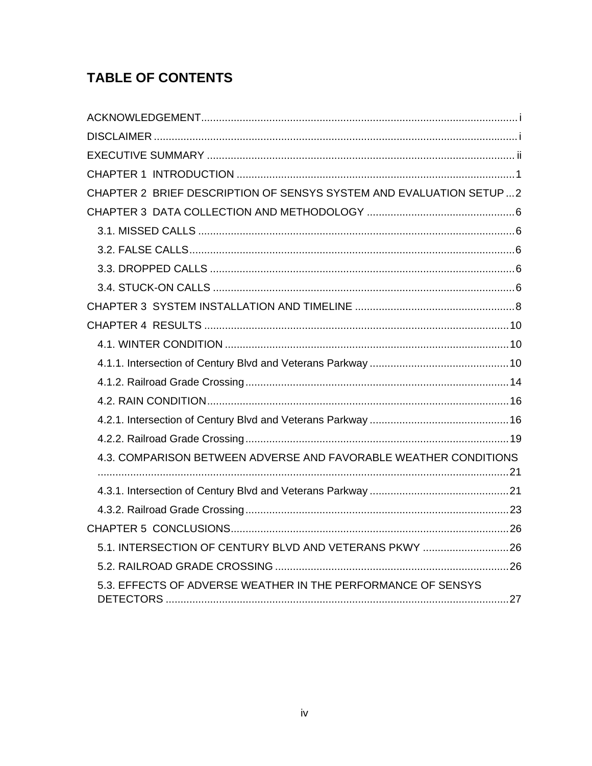# TABLE OF CONTENTS

ACKNOWLEDGEMENT .......... i

DISCLAIMER .......... i

EXECUTIVE SUMMARY .......... ii

CHAPTER 1 INTRODUCTION .......... 1

CHAPTER 2 BRIEF DESCRIPTION OF SENSYS SYSTEM AND EVALUATION SETUP .......... 2

CHAPTER 3 DATA COLLECTION AND METHODOLOGY .......... 6

- 3.1. MISSED CALLS .......... 6
- 3.2. FALSE CALLS .......... 6
- 3.3. DROPPED CALLS .......... 6
- 3.4. STUCK-ON CALLS .......... 6

CHAPTER 3 SYSTEM INSTALLATION AND TIMELINE .......... 8

CHAPTER 4 RESULTS .......... 10

- 4.1. WINTER CONDITION .......... 10
- 4.1.1. Intersection of Century Blvd and Veterans Parkway .......... 10
- 4.1.2. Railroad Grade Crossing .......... 14
- 4.2. RAIN CONDITION .......... 16
- 4.2.1. Intersection of Century Blvd and Veterans Parkway .......... 16
- 4.2.2. Railroad Grade Crossing .......... 19
- 4.3. COMPARISON BETWEEN ADVERSE AND FAVORABLE WEATHER CONDITIONS .......... 21
- 4.3.1. Intersection of Century Blvd and Veterans Parkway .......... 21
- 4.3.2. Railroad Grade Crossing .......... 23

CHAPTER 5 CONCLUSIONS .......... 26

- 5.1. INTERSECTION OF CENTURY BLVD AND VETERANS PKWY .......... 26
- 5.2. RAILROAD GRADE CROSSING .......... 26
- 5.3. EFFECTS OF ADVERSE WEATHER IN THE PERFORMANCE OF SENSYS DETECTORS .......... 27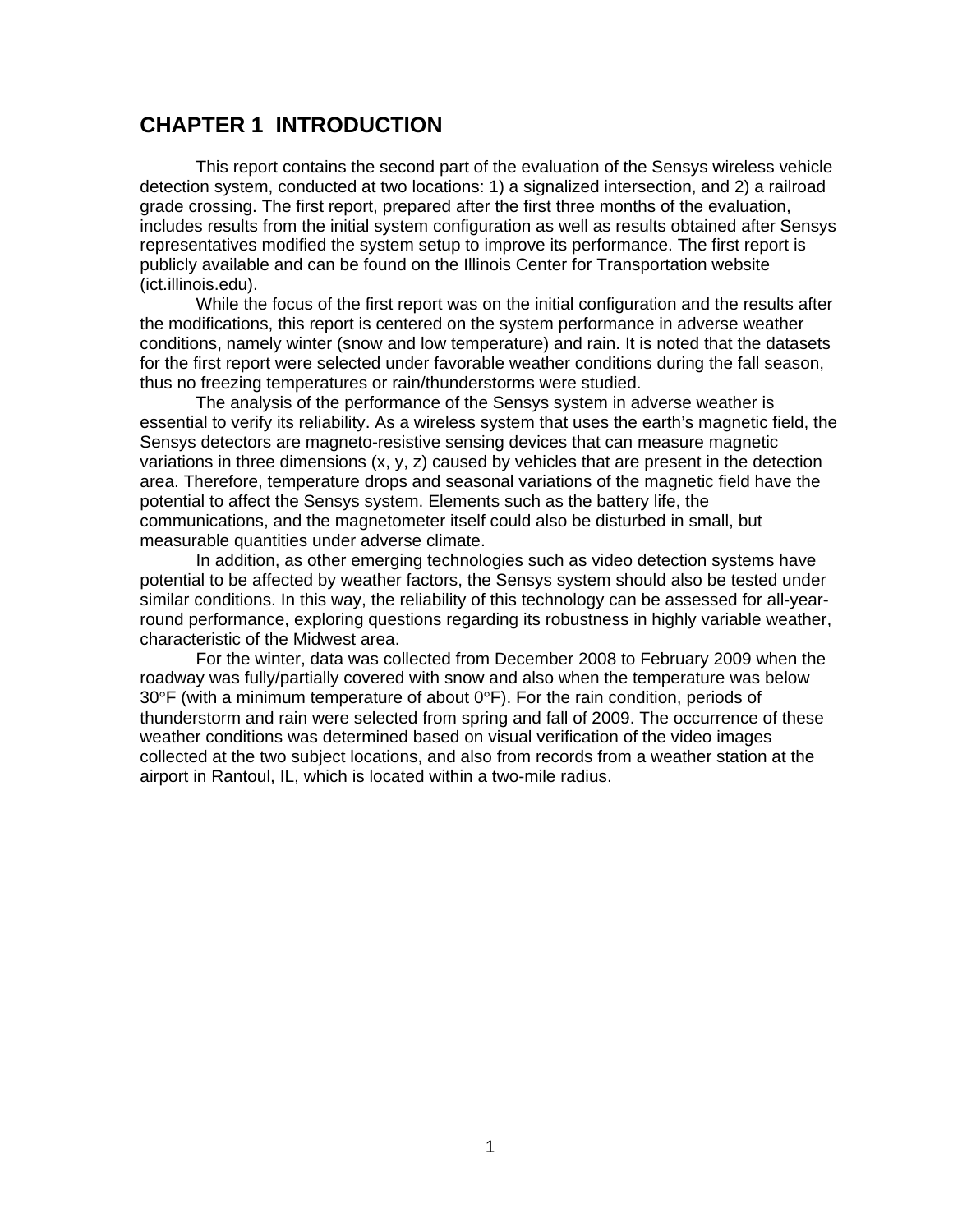# CHAPTER 1 INTRODUCTION

This report contains the second part of the evaluation of the Sensys wireless vehicle detection system, conducted at two locations: 1) a signalized intersection, and 2) a railroad grade crossing. The first report, prepared after the first three months of the evaluation, includes results from the initial system configuration as well as results obtained after Sensys representatives modified the system setup to improve its performance. The first report is publicly available and can be found on the Illinois Center for Transportation website (ict.illinois.edu).

While the focus of the first report was on the initial configuration and the results after the modifications, this report is centered on the system performance in adverse weather conditions, namely winter (snow and low temperature) and rain. It is noted that the datasets for the first report were selected under favorable weather conditions during the fall season, thus no freezing temperatures or rain/thunderstorms were studied.

The analysis of the performance of the Sensys system in adverse weather is essential to verify its reliability. As a wireless system that uses the earth's magnetic field, the Sensys detectors are magneto-resistive sensing devices that can measure magnetic variations in three dimensions (x, y, z) caused by vehicles that are present in the detection area. Therefore, temperature drops and seasonal variations of the magnetic field have the potential to affect the Sensys system. Elements such as the battery life, the communications, and the magnetometer itself could also be disturbed in small, but measurable quantities under adverse climate.

In addition, as other emerging technologies such as video detection systems have potential to be affected by weather factors, the Sensys system should also be tested under similar conditions. In this way, the reliability of this technology can be assessed for all-year-round performance, exploring questions regarding its robustness in highly variable weather, characteristic of the Midwest area.

For the winter, data was collected from December 2008 to February 2009 when the roadway was fully/partially covered with snow and also when the temperature was below 30°F (with a minimum temperature of about 0°F). For the rain condition, periods of thunderstorm and rain were selected from spring and fall of 2009. The occurrence of these weather conditions was determined based on visual verification of the video images collected at the two subject locations, and also from records from a weather station at the airport in Rantoul, IL, which is located within a two-mile radius.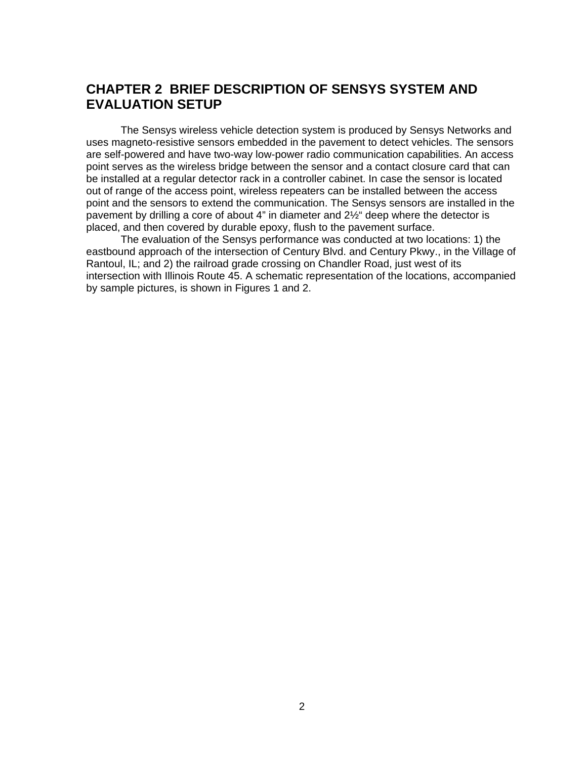# CHAPTER 2  BRIEF DESCRIPTION OF SENSYS SYSTEM AND EVALUATION SETUP

The Sensys wireless vehicle detection system is produced by Sensys Networks and uses magneto-resistive sensors embedded in the pavement to detect vehicles. The sensors are self-powered and have two-way low-power radio communication capabilities. An access point serves as the wireless bridge between the sensor and a contact closure card that can be installed at a regular detector rack in a controller cabinet. In case the sensor is located out of range of the access point, wireless repeaters can be installed between the access point and the sensors to extend the communication. The Sensys sensors are installed in the pavement by drilling a core of about 4” in diameter and 2½“ deep where the detector is placed, and then covered by durable epoxy, flush to the pavement surface.

The evaluation of the Sensys performance was conducted at two locations: 1) the eastbound approach of the intersection of Century Blvd. and Century Pkwy., in the Village of Rantoul, IL; and 2) the railroad grade crossing on Chandler Road, just west of its intersection with Illinois Route 45. A schematic representation of the locations, accompanied by sample pictures, is shown in Figures 1 and 2.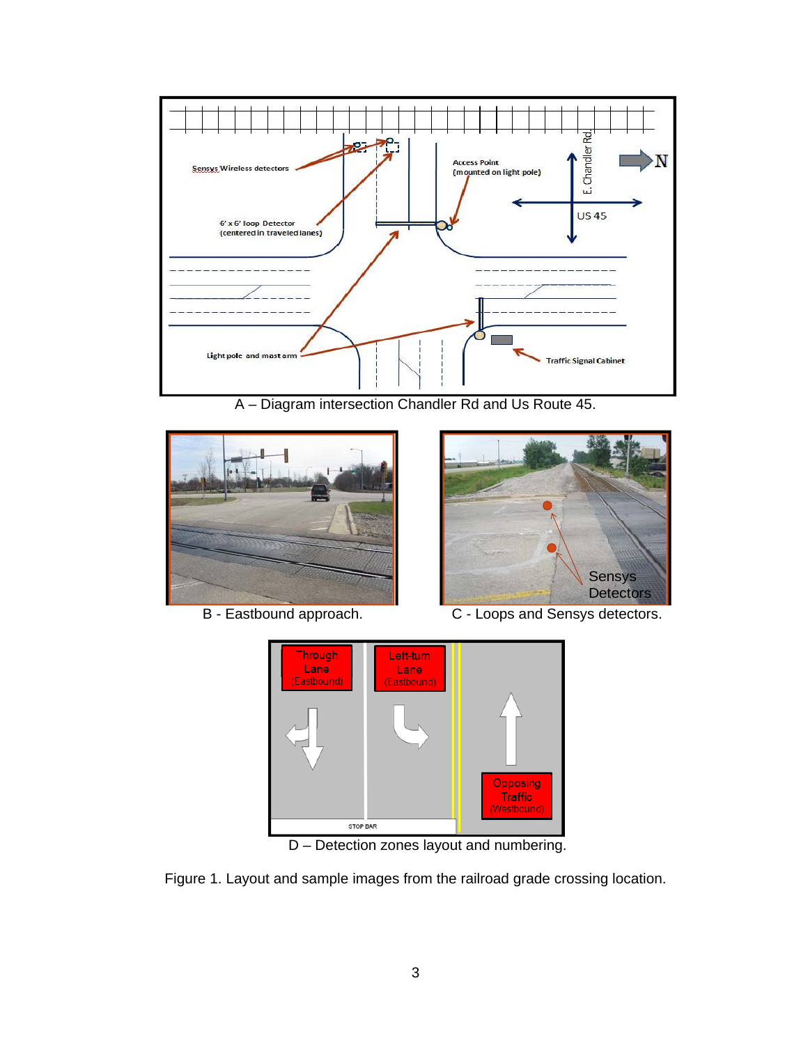A – Diagram intersection Chandler Rd and Us Route 45.

B - Eastbound approach.

C - Loops and Sensys detectors.

D – Detection zones layout and numbering.

Figure 1. Layout and sample images from the railroad grade crossing location.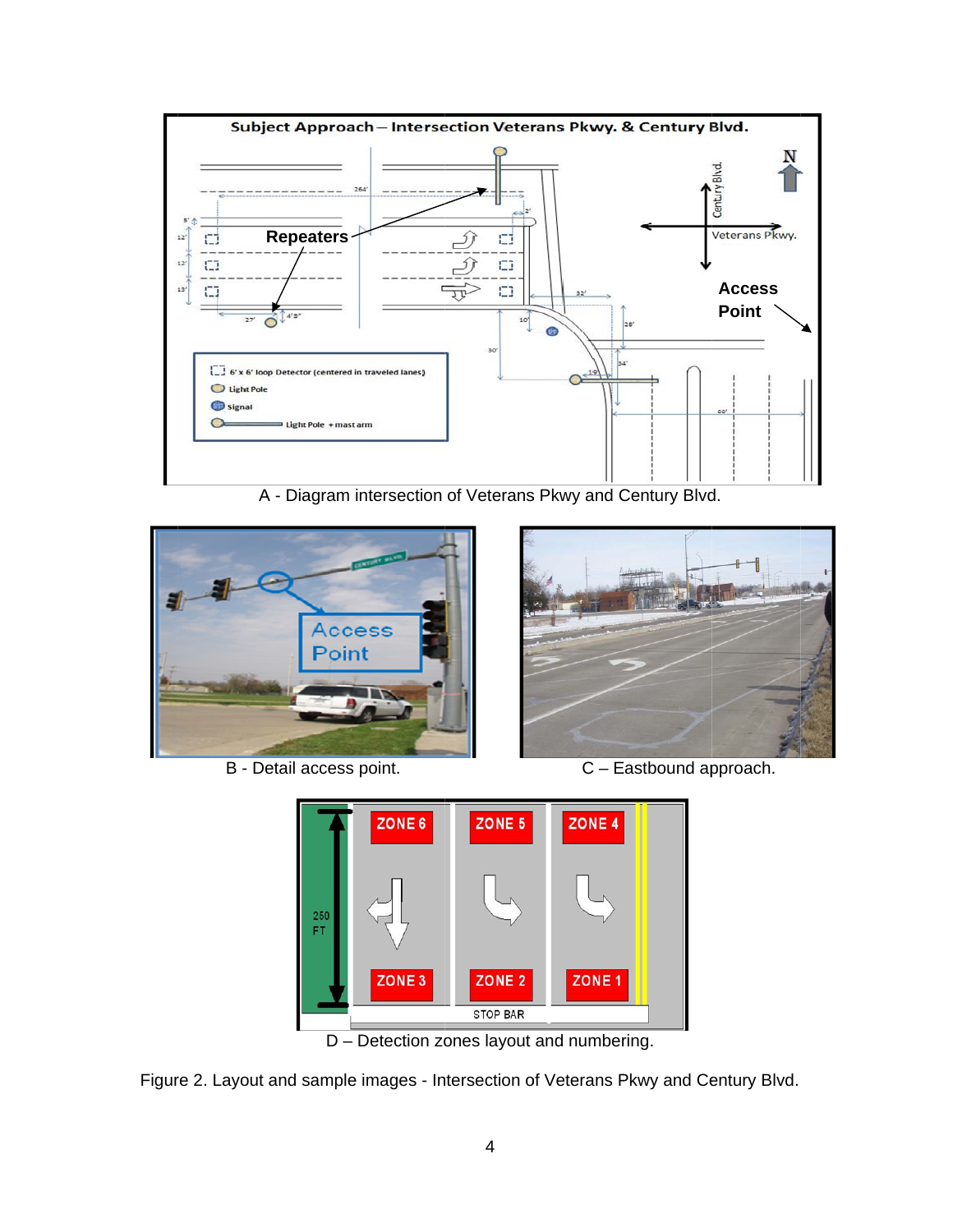A - Diagram intersection of Veterans Pkwy and Century Blvd.

B - Detail access point.

C – Eastbound approach.

D – Detection zones layout and numbering.

Figure 2. Layout and sample images - Intersection of Veterans Pkwy and Century Blvd.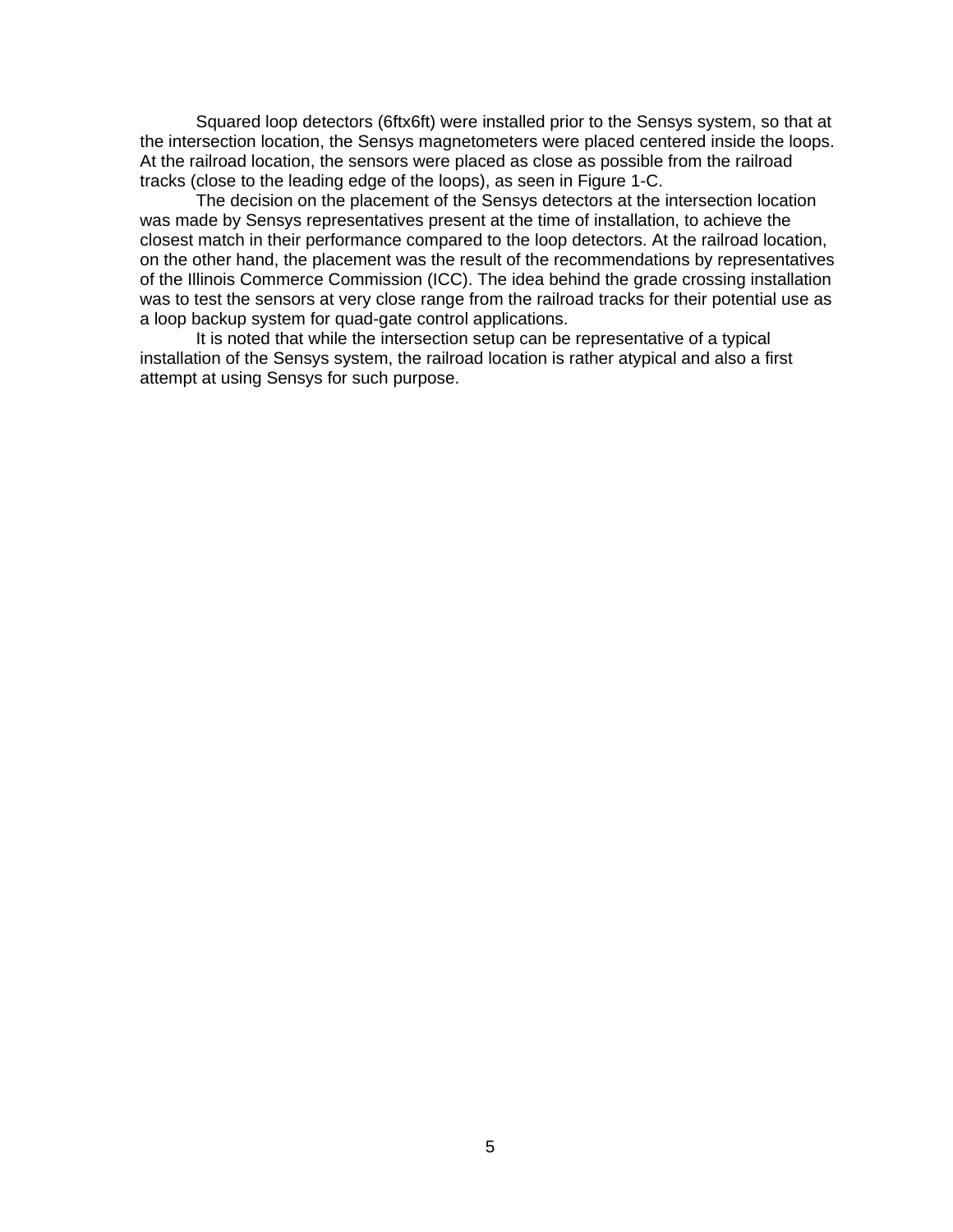Squared loop detectors (6ftx6ft) were installed prior to the Sensys system, so that at the intersection location, the Sensys magnetometers were placed centered inside the loops. At the railroad location, the sensors were placed as close as possible from the railroad tracks (close to the leading edge of the loops), as seen in Figure 1-C.

The decision on the placement of the Sensys detectors at the intersection location was made by Sensys representatives present at the time of installation, to achieve the closest match in their performance compared to the loop detectors. At the railroad location, on the other hand, the placement was the result of the recommendations by representatives of the Illinois Commerce Commission (ICC). The idea behind the grade crossing installation was to test the sensors at very close range from the railroad tracks for their potential use as a loop backup system for quad-gate control applications.

It is noted that while the intersection setup can be representative of a typical installation of the Sensys system, the railroad location is rather atypical and also a first attempt at using Sensys for such purpose.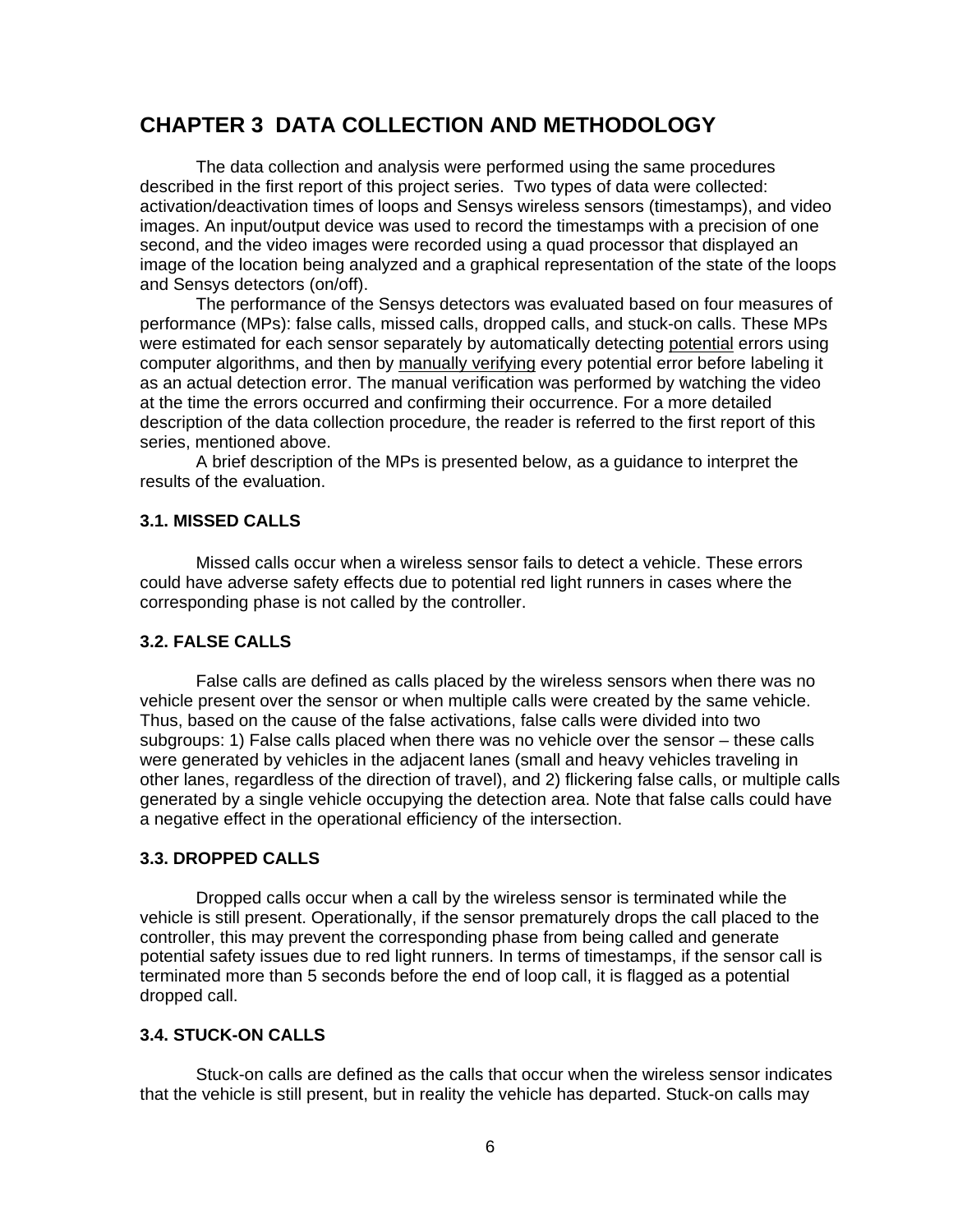# CHAPTER 3 DATA COLLECTION AND METHODOLOGY

The data collection and analysis were performed using the same procedures described in the first report of this project series. Two types of data were collected: activation/deactivation times of loops and Sensys wireless sensors (timestamps), and video images. An input/output device was used to record the timestamps with a precision of one second, and the video images were recorded using a quad processor that displayed an image of the location being analyzed and a graphical representation of the state of the loops and Sensys detectors (on/off).

The performance of the Sensys detectors was evaluated based on four measures of performance (MPs): false calls, missed calls, dropped calls, and stuck-on calls. These MPs were estimated for each sensor separately by automatically detecting <u>potential</u> errors using computer algorithms, and then by <u>manually verifying</u> every potential error before labeling it as an actual detection error. The manual verification was performed by watching the video at the time the errors occurred and confirming their occurrence. For a more detailed description of the data collection procedure, the reader is referred to the first report of this series, mentioned above.

A brief description of the MPs is presented below, as a guidance to interpret the results of the evaluation.

### 3.1. MISSED CALLS

Missed calls occur when a wireless sensor fails to detect a vehicle. These errors could have adverse safety effects due to potential red light runners in cases where the corresponding phase is not called by the controller.

### 3.2. FALSE CALLS

False calls are defined as calls placed by the wireless sensors when there was no vehicle present over the sensor or when multiple calls were created by the same vehicle. Thus, based on the cause of the false activations, false calls were divided into two subgroups: 1) False calls placed when there was no vehicle over the sensor – these calls were generated by vehicles in the adjacent lanes (small and heavy vehicles traveling in other lanes, regardless of the direction of travel), and 2) flickering false calls, or multiple calls generated by a single vehicle occupying the detection area. Note that false calls could have a negative effect in the operational efficiency of the intersection.

### 3.3. DROPPED CALLS

Dropped calls occur when a call by the wireless sensor is terminated while the vehicle is still present. Operationally, if the sensor prematurely drops the call placed to the controller, this may prevent the corresponding phase from being called and generate potential safety issues due to red light runners. In terms of timestamps, if the sensor call is terminated more than 5 seconds before the end of loop call, it is flagged as a potential dropped call.

### 3.4. STUCK-ON CALLS

Stuck-on calls are defined as the calls that occur when the wireless sensor indicates that the vehicle is still present, but in reality the vehicle has departed. Stuck-on calls may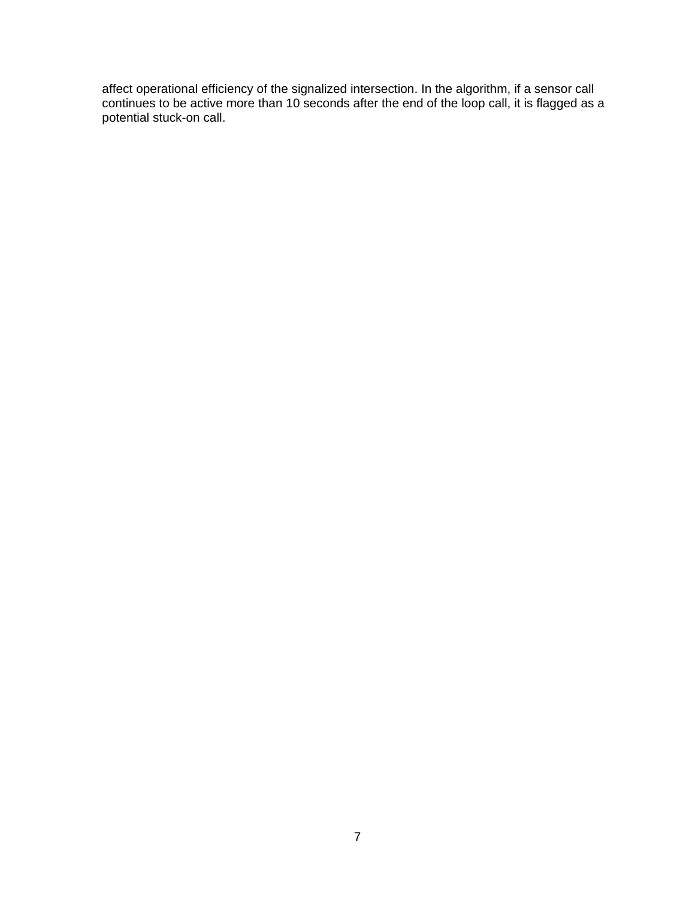affect operational efficiency of the signalized intersection. In the algorithm, if a sensor call continues to be active more than 10 seconds after the end of the loop call, it is flagged as a potential stuck-on call.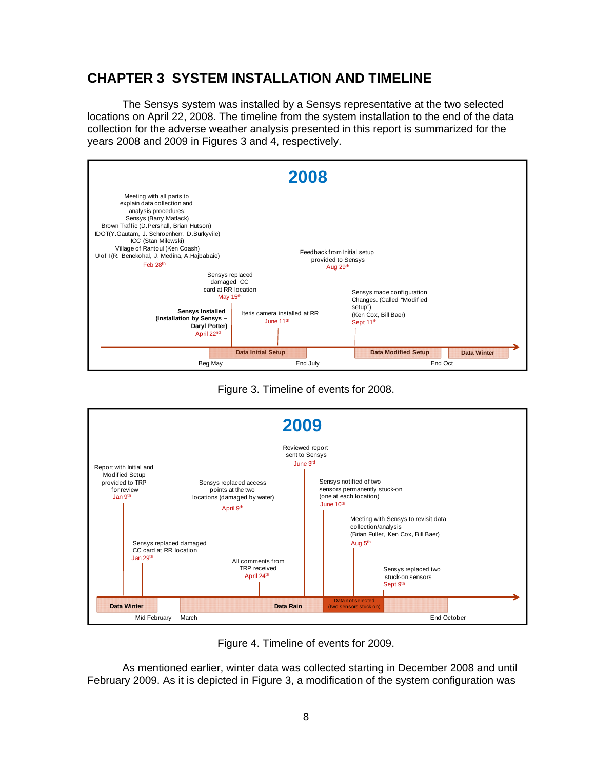# CHAPTER 3 SYSTEM INSTALLATION AND TIMELINE

The Sensys system was installed by a Sensys representative at the two selected locations on April 22, 2008. The timeline from the system installation to the end of the data collection for the adverse weather analysis presented in this report is summarized for the years 2008 and 2009 in Figures 3 and 4, respectively.

**2008**

- Meeting with all parts to explain data collection and analysis procedures: Sensys (Barry Matlack), Brown Traffic (D.Pershall, Brian Hutson), IDOT(Y.Gautam, J. Schroenherr, D.Burkyvile), ICC (Stan Milewski), Village of Rantoul (Ken Coash), U of I (R. Benekohal, J. Medina, A.Hajbabaie) — Feb 28th
- **Sensys Installed (Installation by Sensys – Daryl Potter)** — April 22nd
- Sensys replaced damaged CC card at RR location — May 15th
- Iteris camera installed at RR — June 11th
- Feedback from Initial setup provided to Sensys — Aug 29th
- Sensys made configuration Changes. (Called "Modified setup") (Ken Cox, Bill Baer) — Sept 11th

Data periods: **Data Initial Setup** (Beg May – End July); **Data Modified Setup** (to End Oct); **Data Winter**

Figure 3. Timeline of events for 2008.

**2009**

- Report with Initial and Modified Setup provided to TRP for review — Jan 9th
- Sensys replaced damaged CC card at RR location — Jan 29th
- Sensys replaced access points at the two locations (damaged by water) — April 9th
- All comments from TRP received — April 24th
- Reviewed report sent to Sensys — June 3rd
- Sensys notified of two sensors permanently stuck-on (one at each location) — June 10th
- Meeting with Sensys to revisit data collection/analysis (Brian Fuller, Ken Cox, Bill Baer) — Aug 5th
- Sensys replaced two stuck-on sensors — Sept 9th

Data periods: **Data Winter** (to Mid February); **Data Rain** (March – End October); Data not selected (two sensors stuck on)

Figure 4. Timeline of events for 2009.

As mentioned earlier, winter data was collected starting in December 2008 and until February 2009. As it is depicted in Figure 3, a modification of the system configuration was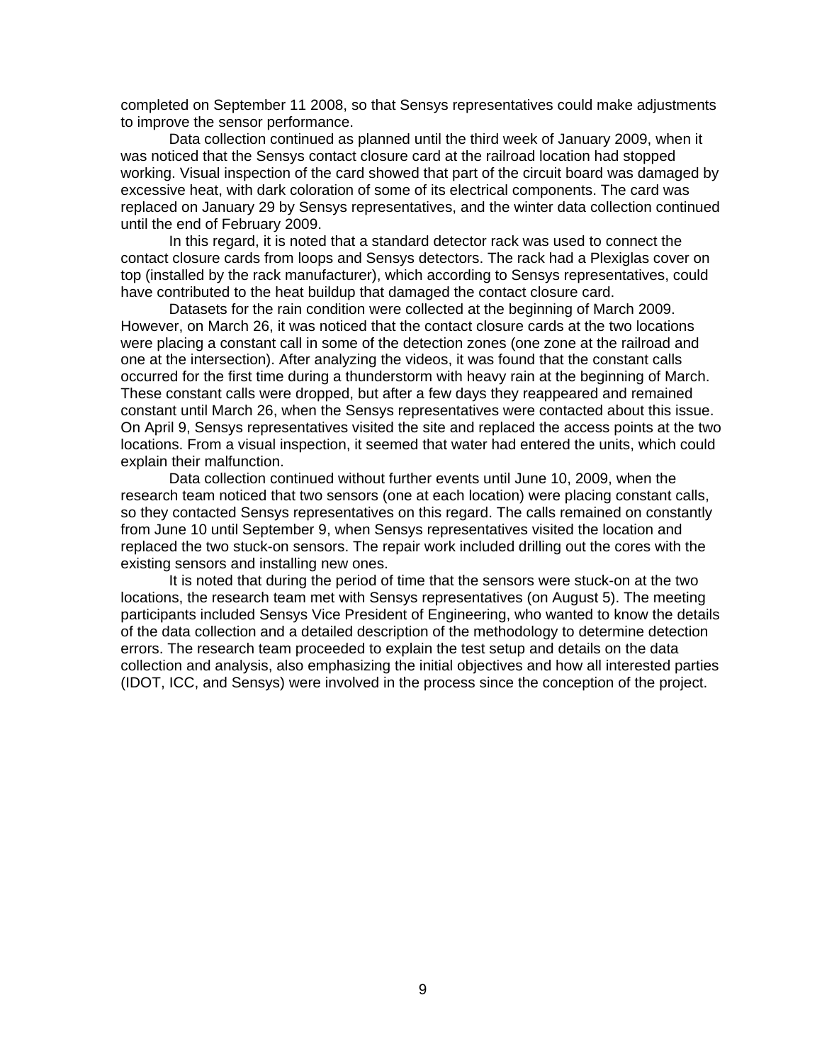completed on September 11 2008, so that Sensys representatives could make adjustments to improve the sensor performance.

Data collection continued as planned until the third week of January 2009, when it was noticed that the Sensys contact closure card at the railroad location had stopped working. Visual inspection of the card showed that part of the circuit board was damaged by excessive heat, with dark coloration of some of its electrical components. The card was replaced on January 29 by Sensys representatives, and the winter data collection continued until the end of February 2009.

In this regard, it is noted that a standard detector rack was used to connect the contact closure cards from loops and Sensys detectors. The rack had a Plexiglas cover on top (installed by the rack manufacturer), which according to Sensys representatives, could have contributed to the heat buildup that damaged the contact closure card.

Datasets for the rain condition were collected at the beginning of March 2009. However, on March 26, it was noticed that the contact closure cards at the two locations were placing a constant call in some of the detection zones (one zone at the railroad and one at the intersection). After analyzing the videos, it was found that the constant calls occurred for the first time during a thunderstorm with heavy rain at the beginning of March. These constant calls were dropped, but after a few days they reappeared and remained constant until March 26, when the Sensys representatives were contacted about this issue. On April 9, Sensys representatives visited the site and replaced the access points at the two locations. From a visual inspection, it seemed that water had entered the units, which could explain their malfunction.

Data collection continued without further events until June 10, 2009, when the research team noticed that two sensors (one at each location) were placing constant calls, so they contacted Sensys representatives on this regard. The calls remained on constantly from June 10 until September 9, when Sensys representatives visited the location and replaced the two stuck-on sensors. The repair work included drilling out the cores with the existing sensors and installing new ones.

It is noted that during the period of time that the sensors were stuck-on at the two locations, the research team met with Sensys representatives (on August 5). The meeting participants included Sensys Vice President of Engineering, who wanted to know the details of the data collection and a detailed description of the methodology to determine detection errors. The research team proceeded to explain the test setup and details on the data collection and analysis, also emphasizing the initial objectives and how all interested parties (IDOT, ICC, and Sensys) were involved in the process since the conception of the project.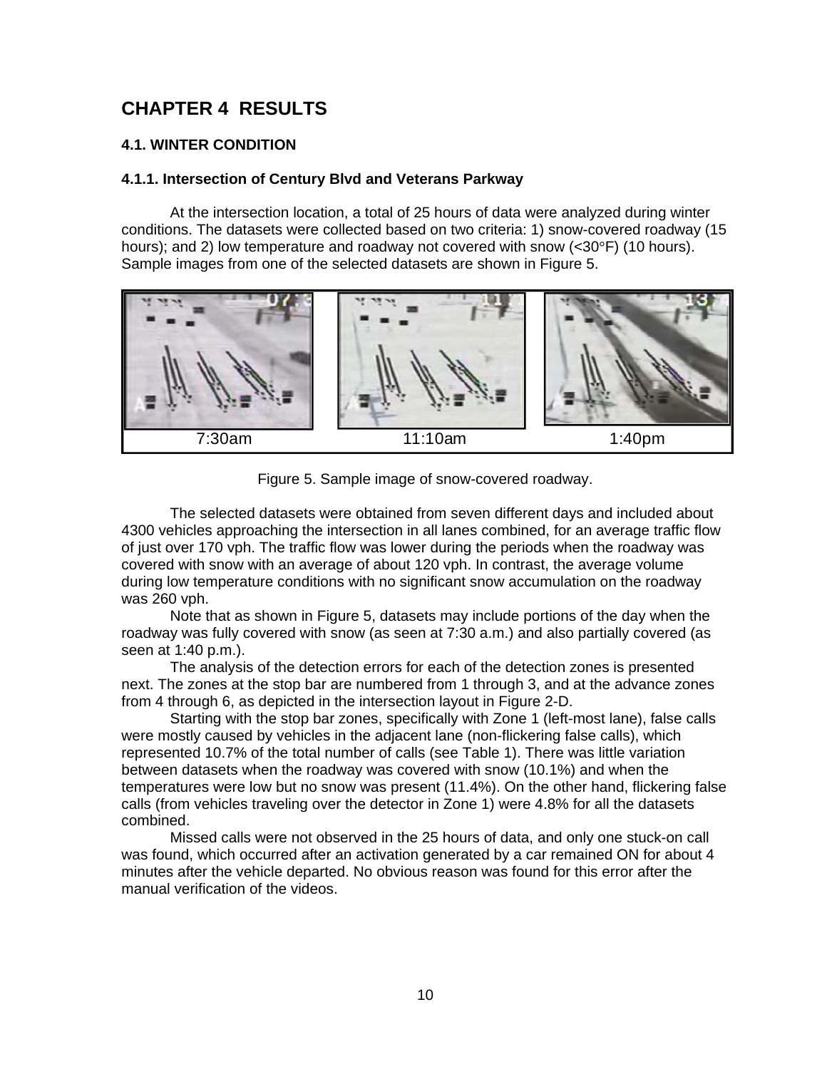# CHAPTER 4 RESULTS

## 4.1. WINTER CONDITION

### 4.1.1. Intersection of Century Blvd and Veterans Parkway

At the intersection location, a total of 25 hours of data were analyzed during winter conditions. The datasets were collected based on two criteria: 1) snow-covered roadway (15 hours); and 2) low temperature and roadway not covered with snow (<30°F) (10 hours). Sample images from one of the selected datasets are shown in Figure 5.

| 7:30am | 11:10am | 1:40pm |
|---|---|---|

Figure 5. Sample image of snow-covered roadway.

The selected datasets were obtained from seven different days and included about 4300 vehicles approaching the intersection in all lanes combined, for an average traffic flow of just over 170 vph. The traffic flow was lower during the periods when the roadway was covered with snow with an average of about 120 vph. In contrast, the average volume during low temperature conditions with no significant snow accumulation on the roadway was 260 vph.

Note that as shown in Figure 5, datasets may include portions of the day when the roadway was fully covered with snow (as seen at 7:30 a.m.) and also partially covered (as seen at 1:40 p.m.).

The analysis of the detection errors for each of the detection zones is presented next. The zones at the stop bar are numbered from 1 through 3, and at the advance zones from 4 through 6, as depicted in the intersection layout in Figure 2-D.

Starting with the stop bar zones, specifically with Zone 1 (left-most lane), false calls were mostly caused by vehicles in the adjacent lane (non-flickering false calls), which represented 10.7% of the total number of calls (see Table 1). There was little variation between datasets when the roadway was covered with snow (10.1%) and when the temperatures were low but no snow was present (11.4%). On the other hand, flickering false calls (from vehicles traveling over the detector in Zone 1) were 4.8% for all the datasets combined.

Missed calls were not observed in the 25 hours of data, and only one stuck-on call was found, which occurred after an activation generated by a car remained ON for about 4 minutes after the vehicle departed. No obvious reason was found for this error after the manual verification of the videos.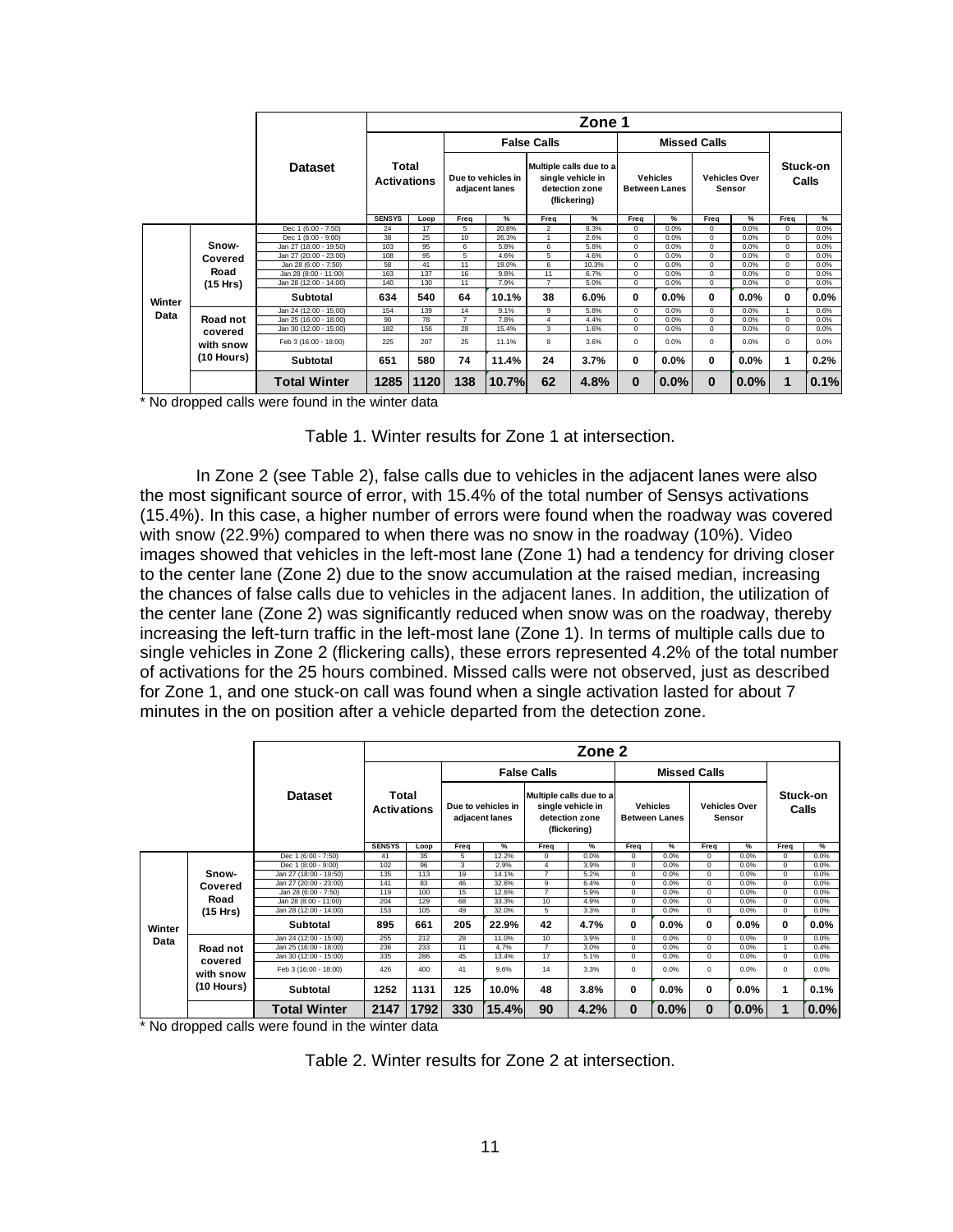| | | Dataset | Zone 1 | | | | | | | | | | | |
|---|---|---|---|---|---|---|---|---|---|---|---|---|---|---|
| | | | Total Activations | | False Calls | | | | Missed Calls | | | | Stuck-on Calls | |
| | | | | | Due to vehicles in adjacent lanes | | Multiple calls due to a single vehicle in detection zone (flickering) | | Vehicles Between Lanes | | Vehicles Over Sensor | | | |
| | | | SENSYS | Loop | Freq | % | Freq | % | Freq | % | Freq | % | Freq | % |
| Winter Data | Snow-Covered Road (15 Hrs) | Dec 1 (6:00 - 7:50) | 24 | 17 | 5 | 20.8% | 2 | 8.3% | 0 | 0.0% | 0 | 0.0% | 0 | 0.0% |
| | | Dec 1 (8:00 - 9:00) | 38 | 25 | 10 | 26.3% | 1 | 2.6% | 0 | 0.0% | 0 | 0.0% | 0 | 0.0% |
| | | Jan 27 (18:00 - 19:50) | 103 | 95 | 6 | 5.8% | 6 | 5.8% | 0 | 0.0% | 0 | 0.0% | 0 | 0.0% |
| | | Jan 27 (20:00 - 23:00) | 108 | 95 | 5 | 4.6% | 5 | 4.6% | 0 | 0.0% | 0 | 0.0% | 0 | 0.0% |
| | | Jan 28 (6:00 - 7:50) | 58 | 41 | 11 | 19.0% | 6 | 10.3% | 0 | 0.0% | 0 | 0.0% | 0 | 0.0% |
| | | Jan 28 (8:00 - 11:00) | 163 | 137 | 16 | 9.8% | 11 | 6.7% | 0 | 0.0% | 0 | 0.0% | 0 | 0.0% |
| | | Jan 28 (12:00 - 14:00) | 140 | 130 | 11 | 7.9% | 7 | 5.0% | 0 | 0.0% | 0 | 0.0% | 0 | 0.0% |
| | | **Subtotal** | **634** | **540** | **64** | **10.1%** | **38** | **6.0%** | **0** | **0.0%** | **0** | **0.0%** | **0** | **0.0%** |
| | Road not covered with snow (10 Hours) | Jan 24 (12:00 - 15:00) | 154 | 139 | 14 | 9.1% | 9 | 5.8% | 0 | 0.0% | 0 | 0.0% | 1 | 0.6% |
| | | Jan 25 (16:00 - 18:00) | 90 | 78 | 7 | 7.8% | 4 | 4.4% | 0 | 0.0% | 0 | 0.0% | 0 | 0.0% |
| | | Jan 30 (12:00 - 15:00) | 182 | 156 | 28 | 15.4% | 3 | 1.6% | 0 | 0.0% | 0 | 0.0% | 0 | 0.0% |
| | | Feb 3 (16:00 - 18:00) | 225 | 207 | 25 | 11.1% | 8 | 3.6% | 0 | 0.0% | 0 | 0.0% | 0 | 0.0% |
| | | **Subtotal** | **651** | **580** | **74** | **11.4%** | **24** | **3.7%** | **0** | **0.0%** | **0** | **0.0%** | **1** | **0.2%** |
| | | **Total Winter** | **1285** | **1120** | **138** | **10.7%** | **62** | **4.8%** | **0** | **0.0%** | **0** | **0.0%** | **1** | **0.1%** |

\* No dropped calls were found in the winter data

Table 1. Winter results for Zone 1 at intersection.

In Zone 2 (see Table 2), false calls due to vehicles in the adjacent lanes were also the most significant source of error, with 15.4% of the total number of Sensys activations (15.4%). In this case, a higher number of errors were found when the roadway was covered with snow (22.9%) compared to when there was no snow in the roadway (10%). Video images showed that vehicles in the left-most lane (Zone 1) had a tendency for driving closer to the center lane (Zone 2) due to the snow accumulation at the raised median, increasing the chances of false calls due to vehicles in the adjacent lanes. In addition, the utilization of the center lane (Zone 2) was significantly reduced when snow was on the roadway, thereby increasing the left-turn traffic in the left-most lane (Zone 1). In terms of multiple calls due to single vehicles in Zone 2 (flickering calls), these errors represented 4.2% of the total number of activations for the 25 hours combined. Missed calls were not observed, just as described for Zone 1, and one stuck-on call was found when a single activation lasted for about 7 minutes in the on position after a vehicle departed from the detection zone.

| | | Dataset | Zone 2 | | | | | | | | | | | |
|---|---|---|---|---|---|---|---|---|---|---|---|---|---|---|
| | | | Total Activations | | False Calls | | | | Missed Calls | | | | Stuck-on Calls | |
| | | | | | Due to vehicles in adjacent lanes | | Multiple calls due to a single vehicle in detection zone (flickering) | | Vehicles Between Lanes | | Vehicles Over Sensor | | | |
| | | | SENSYS | Loop | Freq | % | Freq | % | Freq | % | Freq | % | Freq | % |
| Winter Data | Snow-Covered Road (15 Hrs) | Dec 1 (6:00 - 7:50) | 41 | 35 | 5 | 12.2% | 0 | 0.0% | 0 | 0.0% | 0 | 0.0% | 0 | 0.0% |
| | | Dec 1 (8:00 - 9:00) | 102 | 96 | 3 | 2.9% | 4 | 3.9% | 0 | 0.0% | 0 | 0.0% | 0 | 0.0% |
| | | Jan 27 (18:00 - 19:50) | 135 | 113 | 19 | 14.1% | 7 | 5.2% | 0 | 0.0% | 0 | 0.0% | 0 | 0.0% |
| | | Jan 27 (20:00 - 23:00) | 141 | 83 | 46 | 32.6% | 9 | 6.4% | 0 | 0.0% | 0 | 0.0% | 0 | 0.0% |
| | | Jan 28 (6:00 - 7:50) | 119 | 100 | 15 | 12.6% | 7 | 5.9% | 0 | 0.0% | 0 | 0.0% | 0 | 0.0% |
| | | Jan 28 (8:00 - 11:00) | 204 | 129 | 68 | 33.3% | 10 | 4.9% | 0 | 0.0% | 0 | 0.0% | 0 | 0.0% |
| | | Jan 28 (12:00 - 14:00) | 153 | 105 | 49 | 32.0% | 5 | 3.3% | 0 | 0.0% | 0 | 0.0% | 0 | 0.0% |
| | | **Subtotal** | **895** | **661** | **205** | **22.9%** | **42** | **4.7%** | **0** | **0.0%** | **0** | **0.0%** | **0** | **0.0%** |
| | Road not covered with snow (10 Hours) | Jan 24 (12:00 - 15:00) | 255 | 212 | 28 | 11.0% | 10 | 3.9% | 0 | 0.0% | 0 | 0.0% | 0 | 0.0% |
| | | Jan 25 (16:00 - 18:00) | 236 | 233 | 11 | 4.7% | 7 | 3.0% | 0 | 0.0% | 0 | 0.0% | 1 | 0.4% |
| | | Jan 30 (12:00 - 15:00) | 335 | 286 | 45 | 13.4% | 17 | 5.1% | 0 | 0.0% | 0 | 0.0% | 0 | 0.0% |
| | | Feb 3 (16:00 - 18:00) | 426 | 400 | 41 | 9.6% | 14 | 3.3% | 0 | 0.0% | 0 | 0.0% | 0 | 0.0% |
| | | **Subtotal** | **1252** | **1131** | **125** | **10.0%** | **48** | **3.8%** | **0** | **0.0%** | **0** | **0.0%** | **1** | **0.1%** |
| | | **Total Winter** | **2147** | **1792** | **330** | **15.4%** | **90** | **4.2%** | **0** | **0.0%** | **0** | **0.0%** | **1** | **0.0%** |

\* No dropped calls were found in the winter data

Table 2. Winter results for Zone 2 at intersection.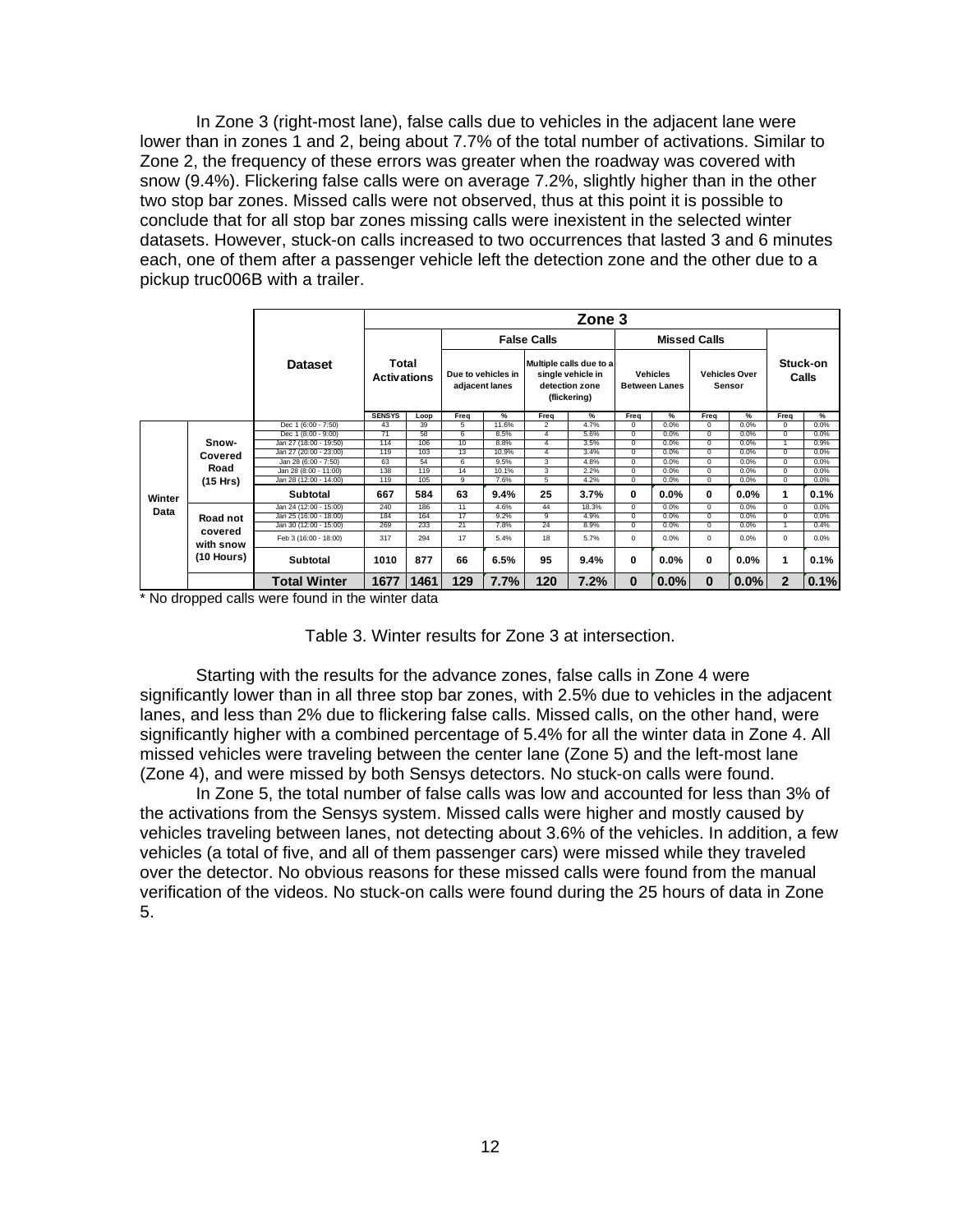In Zone 3 (right-most lane), false calls due to vehicles in the adjacent lane were lower than in zones 1 and 2, being about 7.7% of the total number of activations. Similar to Zone 2, the frequency of these errors was greater when the roadway was covered with snow (9.4%). Flickering false calls were on average 7.2%, slightly higher than in the other two stop bar zones. Missed calls were not observed, thus at this point it is possible to conclude that for all stop bar zones missing calls were inexistent in the selected winter datasets. However, stuck-on calls increased to two occurrences that lasted 3 and 6 minutes each, one of them after a passenger vehicle left the detection zone and the other due to a pickup truc006B with a trailer.

| | | Dataset | Zone 3 | | | | | | | | | | | |
|---|---|---|---|---|---|---|---|---|---|---|---|---|---|---|
| | | | Total Activations | | False Calls | | | | Missed Calls | | | | Stuck-on Calls | |
| | | | | | Due to vehicles in adjacent lanes | | Multiple calls due to a single vehicle in detection zone (flickering) | | Vehicles Between Lanes | | Vehicles Over Sensor | | | |
| | | | SENSYS | Loop | Freq | % | Freq | % | Freq | % | Freq | % | Freq | % |
| Winter Data | Snow-Covered Road (15 Hrs) | Dec 1 (6:00 - 7:50) | 43 | 39 | 5 | 11.6% | 2 | 4.7% | 0 | 0.0% | 0 | 0.0% | 0 | 0.0% |
| | | Dec 1 (8:00 - 9:00) | 71 | 58 | 6 | 8.5% | 4 | 5.6% | 0 | 0.0% | 0 | 0.0% | 0 | 0.0% |
| | | Jan 27 (18:00 - 19:50) | 114 | 106 | 10 | 8.8% | 4 | 3.5% | 0 | 0.0% | 0 | 0.0% | 1 | 0.9% |
| | | Jan 27 (20:00 - 23:00) | 119 | 103 | 13 | 10.9% | 4 | 3.4% | 0 | 0.0% | 0 | 0.0% | 0 | 0.0% |
| | | Jan 28 (6:00 - 7:50) | 63 | 54 | 6 | 9.5% | 3 | 4.8% | 0 | 0.0% | 0 | 0.0% | 0 | 0.0% |
| | | Jan 28 (8:00 - 11:00) | 138 | 119 | 14 | 10.1% | 3 | 2.2% | 0 | 0.0% | 0 | 0.0% | 0 | 0.0% |
| | | Jan 28 (12:00 - 14:00) | 119 | 105 | 9 | 7.6% | 5 | 4.2% | 0 | 0.0% | 0 | 0.0% | 0 | 0.0% |
| | | **Subtotal** | **667** | **584** | **63** | **9.4%** | **25** | **3.7%** | **0** | **0.0%** | **0** | **0.0%** | **1** | **0.1%** |
| | Road not covered with snow (10 Hours) | Jan 24 (12:00 - 15:00) | 240 | 186 | 11 | 4.6% | 44 | 18.3% | 0 | 0.0% | 0 | 0.0% | 0 | 0.0% |
| | | Jan 25 (16:00 - 18:00) | 184 | 164 | 17 | 9.2% | 9 | 4.9% | 0 | 0.0% | 0 | 0.0% | 0 | 0.0% |
| | | Jan 30 (12:00 - 15:00) | 269 | 233 | 21 | 7.8% | 24 | 8.9% | 0 | 0.0% | 0 | 0.0% | 1 | 0.4% |
| | | Feb 3 (16:00 - 18:00) | 317 | 294 | 17 | 5.4% | 18 | 5.7% | 0 | 0.0% | 0 | 0.0% | 0 | 0.0% |
| | | **Subtotal** | **1010** | **877** | **66** | **6.5%** | **95** | **9.4%** | **0** | **0.0%** | **0** | **0.0%** | **1** | **0.1%** |
| | | **Total Winter** | **1677** | **1461** | **129** | **7.7%** | **120** | **7.2%** | **0** | **0.0%** | **0** | **0.0%** | **2** | **0.1%** |

* No dropped calls were found in the winter data

Table 3. Winter results for Zone 3 at intersection.

Starting with the results for the advance zones, false calls in Zone 4 were significantly lower than in all three stop bar zones, with 2.5% due to vehicles in the adjacent lanes, and less than 2% due to flickering false calls. Missed calls, on the other hand, were significantly higher with a combined percentage of 5.4% for all the winter data in Zone 4. All missed vehicles were traveling between the center lane (Zone 5) and the left-most lane (Zone 4), and were missed by both Sensys detectors. No stuck-on calls were found.

In Zone 5, the total number of false calls was low and accounted for less than 3% of the activations from the Sensys system. Missed calls were higher and mostly caused by vehicles traveling between lanes, not detecting about 3.6% of the vehicles. In addition, a few vehicles (a total of five, and all of them passenger cars) were missed while they traveled over the detector. No obvious reasons for these missed calls were found from the manual verification of the videos. No stuck-on calls were found during the 25 hours of data in Zone 5.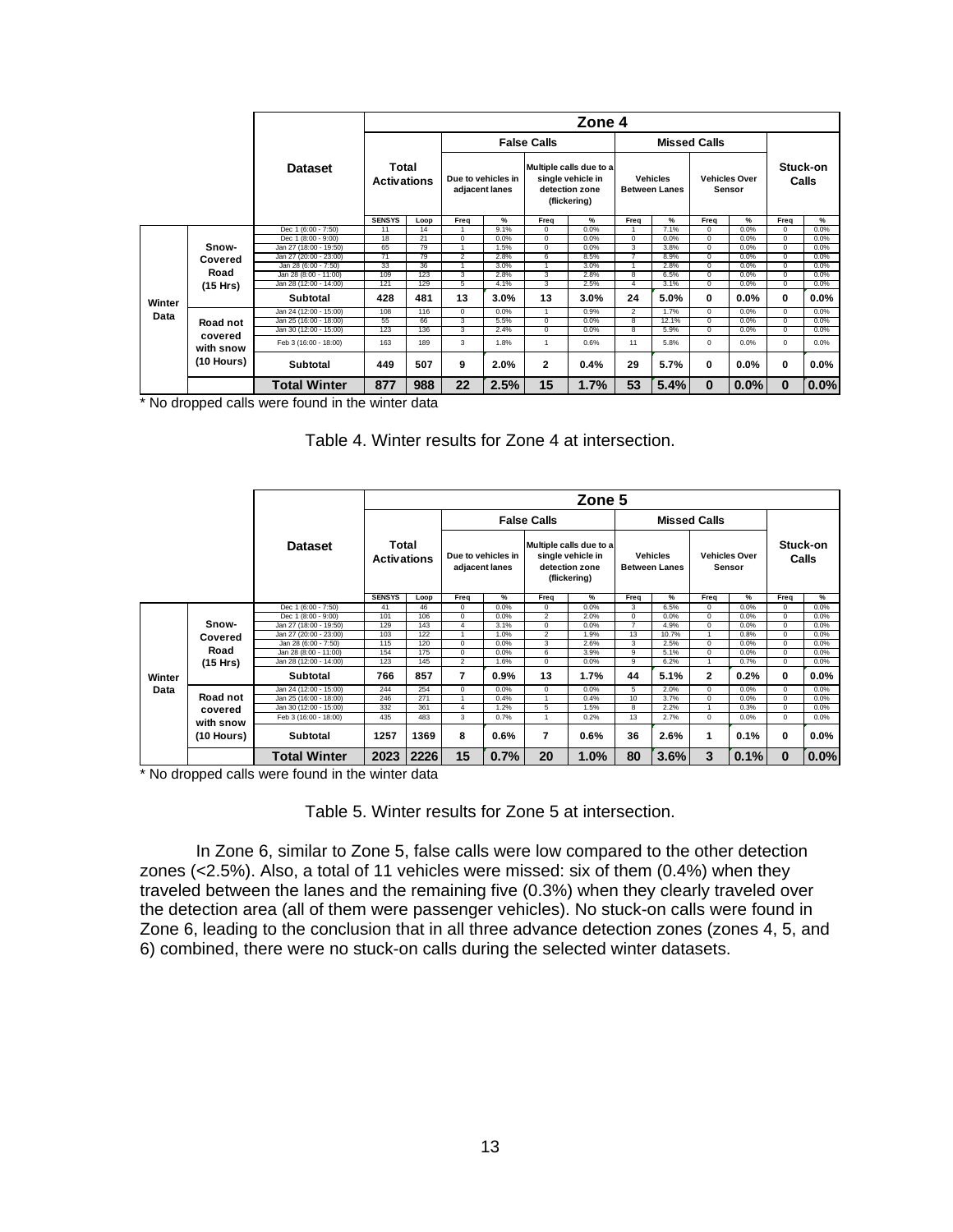| | | Zone 4 | | | | | | | | | | | | |
|---|---|---|---|---|---|---|---|---|---|---|---|---|---|---|
| | | | | False Calls | | | | Missed Calls | | | | | | |
| | **Dataset** | **Total Activations** | | Due to vehicles in adjacent lanes | | Multiple calls due to a single vehicle in detection zone (flickering) | | Vehicles Between Lanes | | Vehicles Over Sensor | | Stuck-on Calls | | |
| | | SENSYS | Loop | Freq | % | Freq | % | Freq | % | Freq | % | Freq | % | |
| **Winter Data** | **Snow-Covered Road (15 Hrs)** | Dec 1 (6:00 - 7:50) | 11 | 14 | 1 | 9.1% | 0 | 0.0% | 1 | 7.1% | 0 | 0.0% | 0 | 0.0% |
| | | Dec 1 (8:00 - 9:00) | 18 | 21 | 0 | 0.0% | 0 | 0.0% | 0 | 0.0% | 0 | 0.0% | 0 | 0.0% |
| | | Jan 27 (18:00 - 19:50) | 65 | 79 | 1 | 1.5% | 0 | 0.0% | 3 | 3.8% | 0 | 0.0% | 0 | 0.0% |
| | | Jan 27 (20:00 - 23:00) | 71 | 79 | 2 | 2.8% | 6 | 8.5% | 7 | 8.9% | 0 | 0.0% | 0 | 0.0% |
| | | Jan 28 (6:00 - 7:50) | 33 | 36 | 1 | 3.0% | 1 | 3.0% | 1 | 2.8% | 0 | 0.0% | 0 | 0.0% |
| | | Jan 28 (8:00 - 11:00) | 109 | 123 | 3 | 2.8% | 3 | 2.8% | 8 | 6.5% | 0 | 0.0% | 0 | 0.0% |
| | | Jan 28 (12:00 - 14:00) | 121 | 129 | 5 | 4.1% | 3 | 2.5% | 4 | 3.1% | 0 | 0.0% | 0 | 0.0% |
| | | **Subtotal** | **428** | **481** | **13** | **3.0%** | **13** | **3.0%** | **24** | **5.0%** | **0** | **0.0%** | **0** | **0.0%** |
| | **Road not covered with snow (10 Hours)** | Jan 24 (12:00 - 15:00) | 108 | 116 | 0 | 0.0% | 1 | 0.9% | 2 | 1.7% | 0 | 0.0% | 0 | 0.0% |
| | | Jan 25 (16:00 - 18:00) | 55 | 66 | 3 | 5.5% | 0 | 0.0% | 8 | 12.1% | 0 | 0.0% | 0 | 0.0% |
| | | Jan 30 (12:00 - 15:00) | 123 | 136 | 3 | 2.4% | 0 | 0.0% | 8 | 5.9% | 0 | 0.0% | 0 | 0.0% |
| | | Feb 3 (16:00 - 18:00) | 163 | 189 | 3 | 1.8% | 1 | 0.6% | 11 | 5.8% | 0 | 0.0% | 0 | 0.0% |
| | | **Subtotal** | **449** | **507** | **9** | **2.0%** | **2** | **0.4%** | **29** | **5.7%** | **0** | **0.0%** | **0** | **0.0%** |
| | | **Total Winter** | **877** | **988** | **22** | **2.5%** | **15** | **1.7%** | **53** | **5.4%** | **0** | **0.0%** | **0** | **0.0%** |

* No dropped calls were found in the winter data

Table 4. Winter results for Zone 4 at intersection.

| | | Zone 5 | | | | | | | | | | | | |
|---|---|---|---|---|---|---|---|---|---|---|---|---|---|---|
| | | | | False Calls | | | | Missed Calls | | | | | | |
| | **Dataset** | **Total Activations** | | Due to vehicles in adjacent lanes | | Multiple calls due to a single vehicle in detection zone (flickering) | | Vehicles Between Lanes | | Vehicles Over Sensor | | Stuck-on Calls | | |
| | | SENSYS | Loop | Freq | % | Freq | % | Freq | % | Freq | % | Freq | % | |
| **Winter Data** | **Snow-Covered Road (15 Hrs)** | Dec 1 (6:00 - 7:50) | 41 | 46 | 0 | 0.0% | 0 | 0.0% | 3 | 6.5% | 0 | 0.0% | 0 | 0.0% |
| | | Dec 1 (8:00 - 9:00) | 101 | 106 | 0 | 0.0% | 2 | 2.0% | 0 | 0.0% | 0 | 0.0% | 0 | 0.0% |
| | | Jan 27 (18:00 - 19:50) | 129 | 143 | 4 | 3.1% | 0 | 0.0% | 7 | 4.9% | 0 | 0.0% | 0 | 0.0% |
| | | Jan 27 (20:00 - 23:00) | 103 | 122 | 1 | 1.0% | 2 | 1.9% | 13 | 10.7% | 1 | 0.8% | 0 | 0.0% |
| | | Jan 28 (6:00 - 7:50) | 115 | 120 | 0 | 0.0% | 3 | 2.6% | 3 | 2.5% | 0 | 0.0% | 0 | 0.0% |
| | | Jan 28 (8:00 - 11:00) | 154 | 175 | 0 | 0.0% | 6 | 3.9% | 9 | 5.1% | 0 | 0.0% | 0 | 0.0% |
| | | Jan 28 (12:00 - 14:00) | 123 | 145 | 2 | 1.6% | 0 | 0.0% | 9 | 6.2% | 1 | 0.7% | 0 | 0.0% |
| | | **Subtotal** | **766** | **857** | **7** | **0.9%** | **13** | **1.7%** | **44** | **5.1%** | **2** | **0.2%** | **0** | **0.0%** |
| | **Road not covered with snow (10 Hours)** | Jan 24 (12:00 - 15:00) | 244 | 254 | 0 | 0.0% | 0 | 0.0% | 5 | 2.0% | 0 | 0.0% | 0 | 0.0% |
| | | Jan 25 (16:00 - 18:00) | 246 | 271 | 1 | 0.4% | 1 | 0.4% | 10 | 3.7% | 0 | 0.0% | 0 | 0.0% |
| | | Jan 30 (12:00 - 15:00) | 332 | 361 | 4 | 1.2% | 5 | 1.5% | 8 | 2.2% | 1 | 0.3% | 0 | 0.0% |
| | | Feb 3 (16:00 - 18:00) | 435 | 483 | 3 | 0.7% | 1 | 0.2% | 13 | 2.7% | 0 | 0.0% | 0 | 0.0% |
| | | **Subtotal** | **1257** | **1369** | **8** | **0.6%** | **7** | **0.6%** | **36** | **2.6%** | **1** | **0.1%** | **0** | **0.0%** |
| | | **Total Winter** | **2023** | **2226** | **15** | **0.7%** | **20** | **1.0%** | **80** | **3.6%** | **3** | **0.1%** | **0** | **0.0%** |

* No dropped calls were found in the winter data

Table 5. Winter results for Zone 5 at intersection.

In Zone 6, similar to Zone 5, false calls were low compared to the other detection zones (<2.5%). Also, a total of 11 vehicles were missed: six of them (0.4%) when they traveled between the lanes and the remaining five (0.3%) when they clearly traveled over the detection area (all of them were passenger vehicles). No stuck-on calls were found in Zone 6, leading to the conclusion that in all three advance detection zones (zones 4, 5, and 6) combined, there were no stuck-on calls during the selected winter datasets.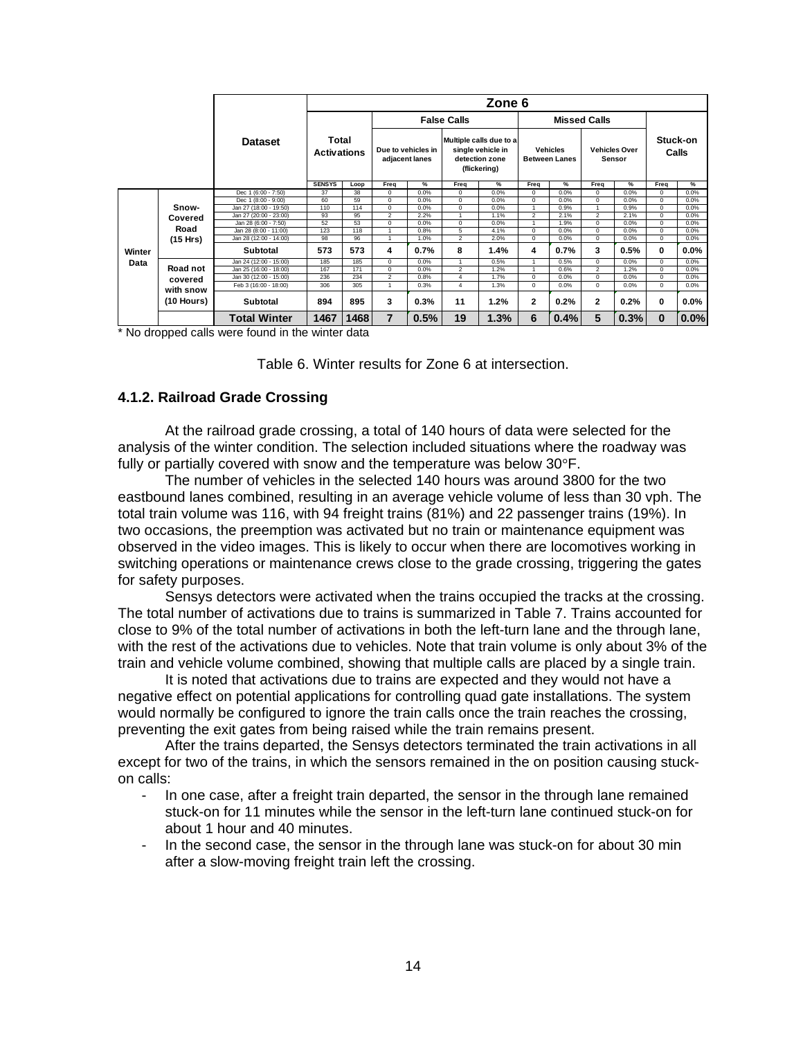| | | Zone 6 | | | | | | | | | | | | |
|---|---|---|---|---|---|---|---|---|---|---|---|---|---|---|
| | Dataset | Total Activations | | False Calls | | | | Missed Calls | | | | Stuck-on Calls | |
| | | | | Due to vehicles in adjacent lanes | | Multiple calls due to a single vehicle in detection zone (flickering) | | Vehicles Between Lanes | | Vehicles Over Sensor | | | |
| | | SENSYS | Loop | Freq | % | Freq | % | Freq | % | Freq | % | Freq | % |
| Winter Data | Snow-Covered Road (15 Hrs) | Dec 1 (6:00 - 7:50) | 37 | 38 | 0 | 0.0% | 0 | 0.0% | 0 | 0.0% | 0 | 0.0% | 0 | 0.0% |
| | | Dec 1 (8:00 - 9:00) | 60 | 59 | 0 | 0.0% | 0 | 0.0% | 0 | 0.0% | 0 | 0.0% | 0 | 0.0% |
| | | Jan 27 (18:00 - 19:50) | 110 | 114 | 0 | 0.0% | 0 | 0.0% | 1 | 0.9% | 1 | 0.9% | 0 | 0.0% |
| | | Jan 27 (20:00 - 23:00) | 93 | 95 | 2 | 2.2% | 1 | 1.1% | 2 | 2.1% | 2 | 2.1% | 0 | 0.0% |
| | | Jan 28 (6:00 - 7:50) | 52 | 53 | 0 | 0.0% | 0 | 0.0% | 1 | 1.9% | 0 | 0.0% | 0 | 0.0% |
| | | Jan 28 (8:00 - 11:00) | 123 | 118 | 1 | 0.8% | 5 | 4.1% | 0 | 0.0% | 0 | 0.0% | 0 | 0.0% |
| | | Jan 28 (12:00 - 14:00) | 98 | 96 | 1 | 1.0% | 2 | 2.0% | 0 | 0.0% | 0 | 0.0% | 0 | 0.0% |
| | | **Subtotal** | **573** | **573** | **4** | **0.7%** | **8** | **1.4%** | **4** | **0.7%** | **3** | **0.5%** | **0** | **0.0%** |
| | Road not covered with snow (10 Hours) | Jan 24 (12:00 - 15:00) | 185 | 185 | 0 | 0.0% | 1 | 0.5% | 1 | 0.5% | 0 | 0.0% | 0 | 0.0% |
| | | Jan 25 (16:00 - 18:00) | 167 | 171 | 0 | 0.0% | 2 | 1.2% | 1 | 0.6% | 2 | 1.2% | 0 | 0.0% |
| | | Jan 30 (12:00 - 15:00) | 236 | 234 | 2 | 0.8% | 4 | 1.7% | 0 | 0.0% | 0 | 0.0% | 0 | 0.0% |
| | | Feb 3 (16:00 - 18:00) | 306 | 305 | 1 | 0.3% | 4 | 1.3% | 0 | 0.0% | 0 | 0.0% | 0 | 0.0% |
| | | **Subtotal** | **894** | **895** | **3** | **0.3%** | **11** | **1.2%** | **2** | **0.2%** | **2** | **0.2%** | **0** | **0.0%** |
| | | **Total Winter** | **1467** | **1468** | **7** | **0.5%** | **19** | **1.3%** | **6** | **0.4%** | **5** | **0.3%** | **0** | **0.0%** |

\* No dropped calls were found in the winter data

Table 6. Winter results for Zone 6 at intersection.

### 4.1.2. Railroad Grade Crossing

At the railroad grade crossing, a total of 140 hours of data were selected for the analysis of the winter condition. The selection included situations where the roadway was fully or partially covered with snow and the temperature was below 30°F.

The number of vehicles in the selected 140 hours was around 3800 for the two eastbound lanes combined, resulting in an average vehicle volume of less than 30 vph. The total train volume was 116, with 94 freight trains (81%) and 22 passenger trains (19%). In two occasions, the preemption was activated but no train or maintenance equipment was observed in the video images. This is likely to occur when there are locomotives working in switching operations or maintenance crews close to the grade crossing, triggering the gates for safety purposes.

Sensys detectors were activated when the trains occupied the tracks at the crossing. The total number of activations due to trains is summarized in Table 7. Trains accounted for close to 9% of the total number of activations in both the left-turn lane and the through lane, with the rest of the activations due to vehicles. Note that train volume is only about 3% of the train and vehicle volume combined, showing that multiple calls are placed by a single train.

It is noted that activations due to trains are expected and they would not have a negative effect on potential applications for controlling quad gate installations. The system would normally be configured to ignore the train calls once the train reaches the crossing, preventing the exit gates from being raised while the train remains present.

After the trains departed, the Sensys detectors terminated the train activations in all except for two of the trains, in which the sensors remained in the on position causing stuck-on calls:

- In one case, after a freight train departed, the sensor in the through lane remained stuck-on for 11 minutes while the sensor in the left-turn lane continued stuck-on for about 1 hour and 40 minutes.
- In the second case, the sensor in the through lane was stuck-on for about 30 min after a slow-moving freight train left the crossing.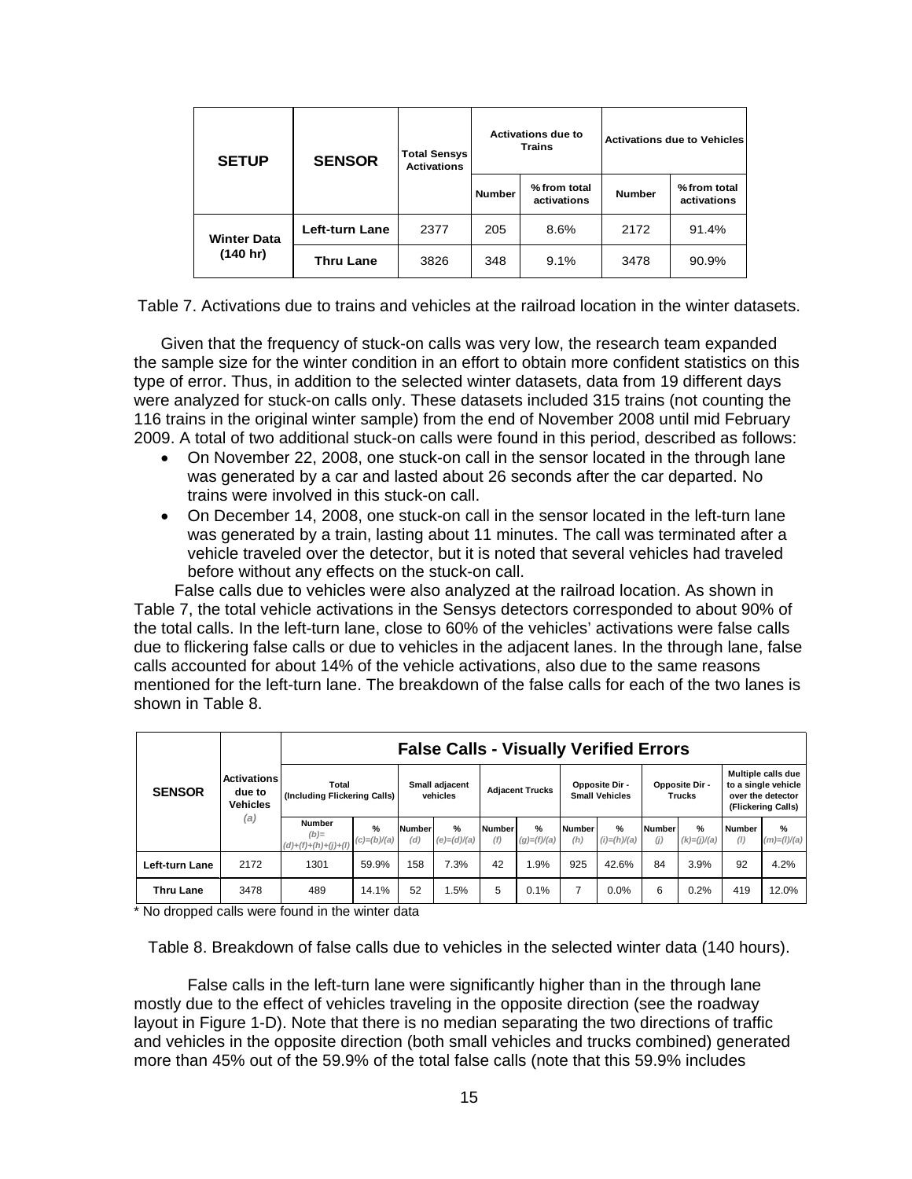| SETUP | SENSOR | Total Sensys Activations | Activations due to Trains | | Activations due to Vehicles | |
|---|---|---|---|---|---|---|
| | | | Number | % from total activations | Number | % from total activations |
| Winter Data (140 hr) | Left-turn Lane | 2377 | 205 | 8.6% | 2172 | 91.4% |
| | Thru Lane | 3826 | 348 | 9.1% | 3478 | 90.9% |

Table 7. Activations due to trains and vehicles at the railroad location in the winter datasets.

Given that the frequency of stuck-on calls was very low, the research team expanded the sample size for the winter condition in an effort to obtain more confident statistics on this type of error. Thus, in addition to the selected winter datasets, data from 19 different days were analyzed for stuck-on calls only. These datasets included 315 trains (not counting the 116 trains in the original winter sample) from the end of November 2008 until mid February 2009. A total of two additional stuck-on calls were found in this period, described as follows:

- On November 22, 2008, one stuck-on call in the sensor located in the through lane was generated by a car and lasted about 26 seconds after the car departed. No trains were involved in this stuck-on call.
- On December 14, 2008, one stuck-on call in the sensor located in the left-turn lane was generated by a train, lasting about 11 minutes. The call was terminated after a vehicle traveled over the detector, but it is noted that several vehicles had traveled before without any effects on the stuck-on call.

False calls due to vehicles were also analyzed at the railroad location. As shown in Table 7, the total vehicle activations in the Sensys detectors corresponded to about 90% of the total calls. In the left-turn lane, close to 60% of the vehicles' activations were false calls due to flickering false calls or due to vehicles in the adjacent lanes. In the through lane, false calls accounted for about 14% of the vehicle activations, also due to the same reasons mentioned for the left-turn lane. The breakdown of the false calls for each of the two lanes is shown in Table 8.

| SENSOR | Activations due to Vehicles (a) | False Calls - Visually Verified Errors | | | | | | | | | | | |
|---|---|---|---|---|---|---|---|---|---|---|---|---|---|
| | | Total (Including Flickering Calls) | | Small adjacent vehicles | | Adjacent Trucks | | Opposite Dir - Small Vehicles | | Opposite Dir - Trucks | | Multiple calls due to a single vehicle over the detector (Flickering Calls) | |
| | | Number (b)=(d)+(f)+(h)+(j)+(l) | % (c)=(b)/(a) | Number (d) | % (e)=(d)/(a) | Number (f) | % (g)=(f)/(a) | Number (h) | % (i)=(h)/(a) | Number (j) | % (k)=(j)/(a) | Number (l) | % (m)=(l)/(a) |
| Left-turn Lane | 2172 | 1301 | 59.9% | 158 | 7.3% | 42 | 1.9% | 925 | 42.6% | 84 | 3.9% | 92 | 4.2% |
| Thru Lane | 3478 | 489 | 14.1% | 52 | 1.5% | 5 | 0.1% | 7 | 0.0% | 6 | 0.2% | 419 | 12.0% |

* No dropped calls were found in the winter data

Table 8. Breakdown of false calls due to vehicles in the selected winter data (140 hours).

False calls in the left-turn lane were significantly higher than in the through lane mostly due to the effect of vehicles traveling in the opposite direction (see the roadway layout in Figure 1-D). Note that there is no median separating the two directions of traffic and vehicles in the opposite direction (both small vehicles and trucks combined) generated more than 45% out of the 59.9% of the total false calls (note that this 59.9% includes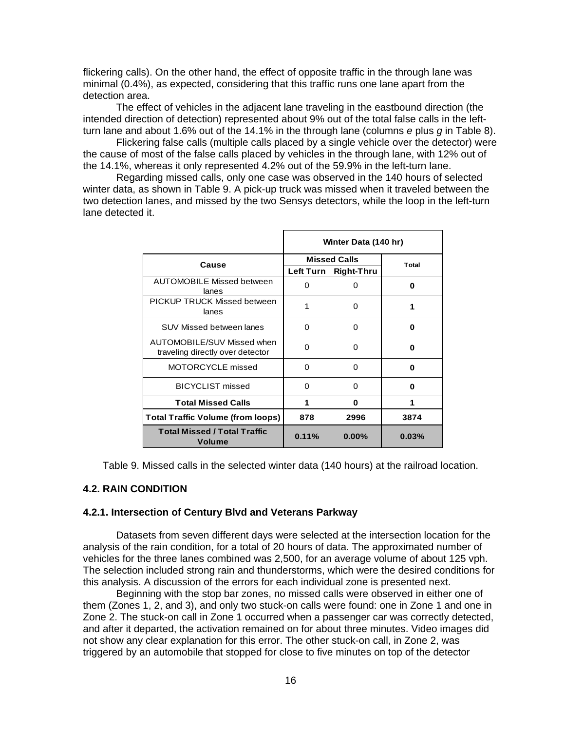flickering calls). On the other hand, the effect of opposite traffic in the through lane was minimal (0.4%), as expected, considering that this traffic runs one lane apart from the detection area.

The effect of vehicles in the adjacent lane traveling in the eastbound direction (the intended direction of detection) represented about 9% out of the total false calls in the left-turn lane and about 1.6% out of the 14.1% in the through lane (columns *e* plus *g* in Table 8).

Flickering false calls (multiple calls placed by a single vehicle over the detector) were the cause of most of the false calls placed by vehicles in the through lane, with 12% out of the 14.1%, whereas it only represented 4.2% out of the 59.9% in the left-turn lane.

Regarding missed calls, only one case was observed in the 140 hours of selected winter data, as shown in Table 9. A pick-up truck was missed when it traveled between the two detection lanes, and missed by the two Sensys detectors, while the loop in the left-turn lane detected it.

| | Winter Data (140 hr) | | |
|---|---|---|---|
| **Cause** | **Missed Calls** | | **Total** |
| | **Left Turn** | **Right-Thru** | |
| AUTOMOBILE Missed between lanes | 0 | 0 | **0** |
| PICKUP TRUCK Missed between lanes | 1 | 0 | **1** |
| SUV Missed between lanes | 0 | 0 | **0** |
| AUTOMOBILE/SUV Missed when traveling directly over detector | 0 | 0 | **0** |
| MOTORCYCLE missed | 0 | 0 | **0** |
| BICYCLIST missed | 0 | 0 | **0** |
| **Total Missed Calls** | **1** | **0** | **1** |
| **Total Traffic Volume (from loops)** | **878** | **2996** | **3874** |
| **Total Missed / Total Traffic Volume** | **0.11%** | **0.00%** | **0.03%** |

Table 9. Missed calls in the selected winter data (140 hours) at the railroad location.

### 4.2. RAIN CONDITION

#### 4.2.1. Intersection of Century Blvd and Veterans Parkway

Datasets from seven different days were selected at the intersection location for the analysis of the rain condition, for a total of 20 hours of data. The approximated number of vehicles for the three lanes combined was 2,500, for an average volume of about 125 vph. The selection included strong rain and thunderstorms, which were the desired conditions for this analysis. A discussion of the errors for each individual zone is presented next.

Beginning with the stop bar zones, no missed calls were observed in either one of them (Zones 1, 2, and 3), and only two stuck-on calls were found: one in Zone 1 and one in Zone 2. The stuck-on call in Zone 1 occurred when a passenger car was correctly detected, and after it departed, the activation remained on for about three minutes. Video images did not show any clear explanation for this error. The other stuck-on call, in Zone 2, was triggered by an automobile that stopped for close to five minutes on top of the detector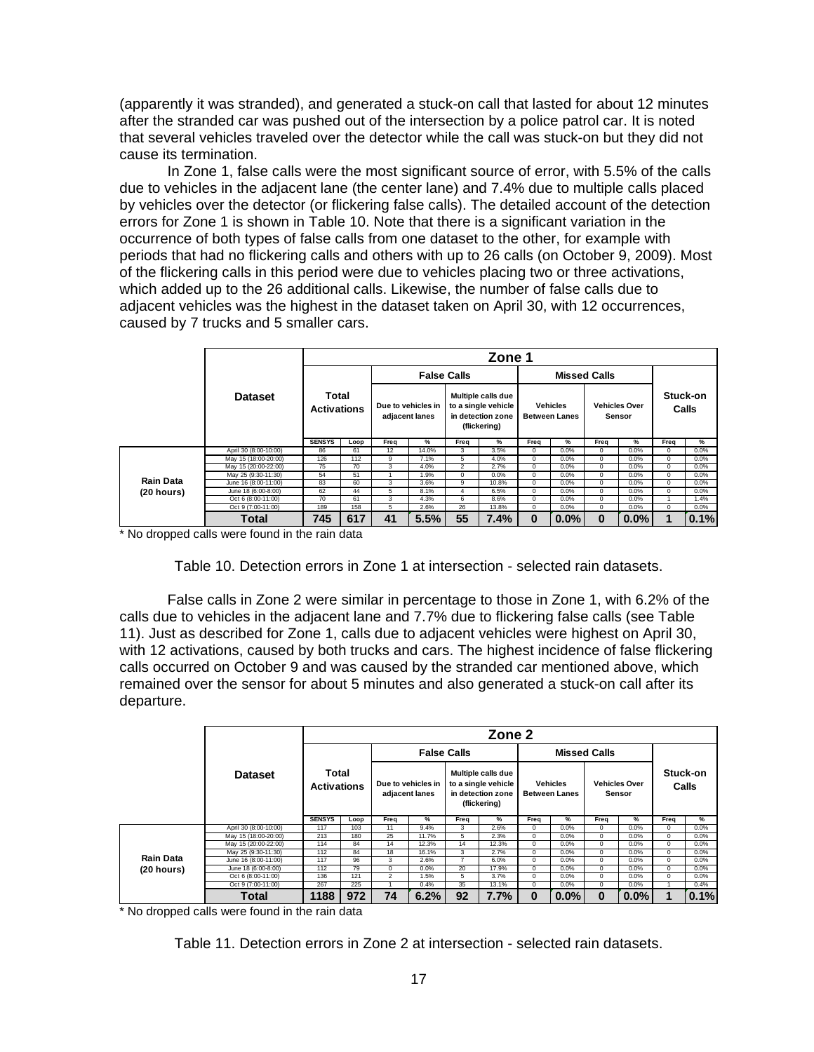(apparently it was stranded), and generated a stuck-on call that lasted for about 12 minutes after the stranded car was pushed out of the intersection by a police patrol car. It is noted that several vehicles traveled over the detector while the call was stuck-on but they did not cause its termination.

In Zone 1, false calls were the most significant source of error, with 5.5% of the calls due to vehicles in the adjacent lane (the center lane) and 7.4% due to multiple calls placed by vehicles over the detector (or flickering false calls). The detailed account of the detection errors for Zone 1 is shown in Table 10. Note that there is a significant variation in the occurrence of both types of false calls from one dataset to the other, for example with periods that had no flickering calls and others with up to 26 calls (on October 9, 2009). Most of the flickering calls in this period were due to vehicles placing two or three activations, which added up to the 26 additional calls. Likewise, the number of false calls due to adjacent vehicles was the highest in the dataset taken on April 30, with 12 occurrences, caused by 7 trucks and 5 smaller cars.

| | Dataset | Zone 1 | | | | | | | | | | | |
|---|---|---|---|---|---|---|---|---|---|---|---|---|---|
| | | Total Activations | | False Calls | | | | Missed Calls | | | | Stuck-on Calls | |
| | | | | Due to vehicles in adjacent lanes | | Multiple calls due to a single vehicle in detection zone (flickering) | | Vehicles Between Lanes | | Vehicles Over Sensor | | | |
| | | SENSYS | Loop | Freq | % | Freq | % | Freq | % | Freq | % | Freq | % |
| Rain Data (20 hours) | April 30 (8:00-10:00) | 86 | 61 | 12 | 14.0% | 3 | 3.5% | 0 | 0.0% | 0 | 0.0% | 0 | 0.0% |
| | May 15 (18:00-20:00) | 126 | 112 | 9 | 7.1% | 5 | 4.0% | 0 | 0.0% | 0 | 0.0% | 0 | 0.0% |
| | May 15 (20:00-22:00) | 75 | 70 | 3 | 4.0% | 2 | 2.7% | 0 | 0.0% | 0 | 0.0% | 0 | 0.0% |
| | May 25 (9:30-11:30) | 54 | 51 | 1 | 1.9% | 0 | 0.0% | 0 | 0.0% | 0 | 0.0% | 0 | 0.0% |
| | June 16 (8:00-11:00) | 83 | 60 | 3 | 3.6% | 9 | 10.8% | 0 | 0.0% | 0 | 0.0% | 0 | 0.0% |
| | June 18 (6:00-8:00) | 62 | 44 | 5 | 8.1% | 4 | 6.5% | 0 | 0.0% | 0 | 0.0% | 0 | 0.0% |
| | Oct 6 (8:00-11:00) | 70 | 61 | 3 | 4.3% | 6 | 8.6% | 0 | 0.0% | 0 | 0.0% | 1 | 1.4% |
| | Oct 9 (7:00-11:00) | 189 | 158 | 5 | 2.6% | 26 | 13.8% | 0 | 0.0% | 0 | 0.0% | 0 | 0.0% |
| | **Total** | **745** | **617** | **41** | **5.5%** | **55** | **7.4%** | **0** | **0.0%** | **0** | **0.0%** | **1** | **0.1%** |

\* No dropped calls were found in the rain data

Table 10. Detection errors in Zone 1 at intersection - selected rain datasets.

False calls in Zone 2 were similar in percentage to those in Zone 1, with 6.2% of the calls due to vehicles in the adjacent lane and 7.7% due to flickering false calls (see Table 11). Just as described for Zone 1, calls due to adjacent vehicles were highest on April 30, with 12 activations, caused by both trucks and cars. The highest incidence of false flickering calls occurred on October 9 and was caused by the stranded car mentioned above, which remained over the sensor for about 5 minutes and also generated a stuck-on call after its departure.

| | Dataset | Zone 2 | | | | | | | | | | | |
|---|---|---|---|---|---|---|---|---|---|---|---|---|---|
| | | Total Activations | | False Calls | | | | Missed Calls | | | | Stuck-on Calls | |
| | | | | Due to vehicles in adjacent lanes | | Multiple calls due to a single vehicle in detection zone (flickering) | | Vehicles Between Lanes | | Vehicles Over Sensor | | | |
| | | SENSYS | Loop | Freq | % | Freq | % | Freq | % | Freq | % | Freq | % |
| Rain Data (20 hours) | April 30 (8:00-10:00) | 117 | 103 | 11 | 9.4% | 3 | 2.6% | 0 | 0.0% | 0 | 0.0% | 0 | 0.0% |
| | May 15 (18:00-20:00) | 213 | 180 | 25 | 11.7% | 5 | 2.3% | 0 | 0.0% | 0 | 0.0% | 0 | 0.0% |
| | May 15 (20:00-22:00) | 114 | 84 | 14 | 12.3% | 14 | 12.3% | 0 | 0.0% | 0 | 0.0% | 0 | 0.0% |
| | May 25 (9:30-11:30) | 112 | 84 | 18 | 16.1% | 3 | 2.7% | 0 | 0.0% | 0 | 0.0% | 0 | 0.0% |
| | June 16 (8:00-11:00) | 117 | 96 | 3 | 2.6% | 7 | 6.0% | 0 | 0.0% | 0 | 0.0% | 0 | 0.0% |
| | June 18 (6:00-8:00) | 112 | 79 | 0 | 0.0% | 20 | 17.9% | 0 | 0.0% | 0 | 0.0% | 0 | 0.0% |
| | Oct 6 (8:00-11:00) | 136 | 121 | 2 | 1.5% | 5 | 3.7% | 0 | 0.0% | 0 | 0.0% | 0 | 0.0% |
| | Oct 9 (7:00-11:00) | 267 | 225 | 1 | 0.4% | 35 | 13.1% | 0 | 0.0% | 0 | 0.0% | 1 | 0.4% |
| | **Total** | **1188** | **972** | **74** | **6.2%** | **92** | **7.7%** | **0** | **0.0%** | **0** | **0.0%** | **1** | **0.1%** |

\* No dropped calls were found in the rain data

Table 11. Detection errors in Zone 2 at intersection - selected rain datasets.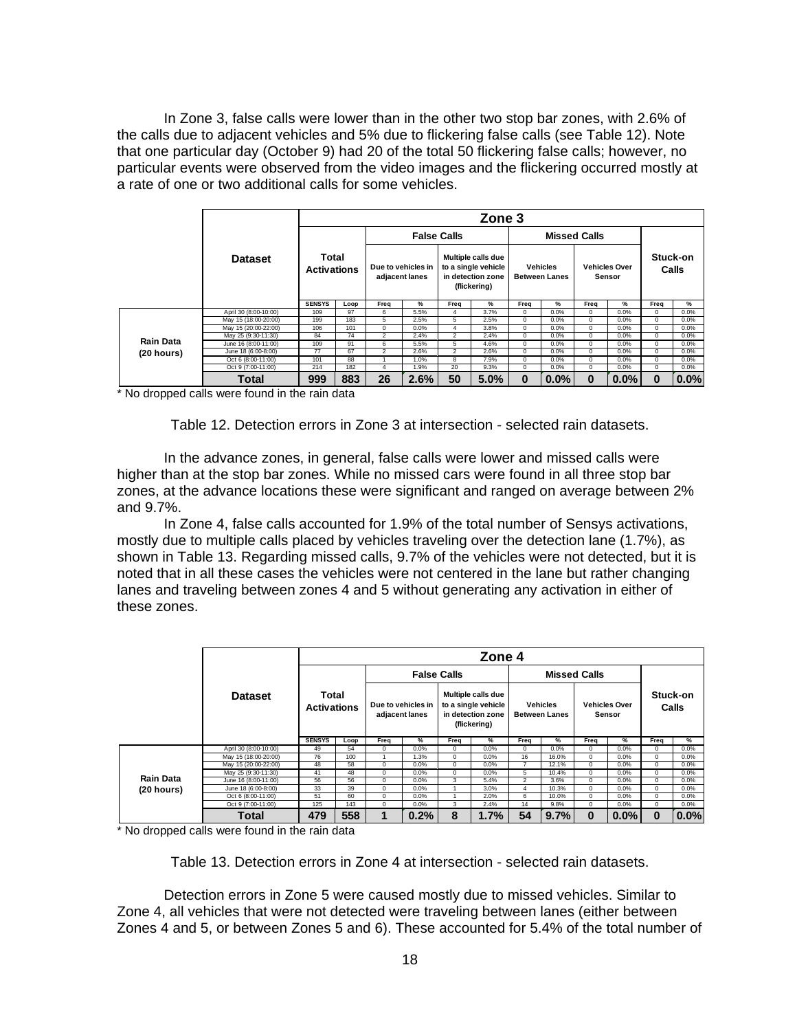In Zone 3, false calls were lower than in the other two stop bar zones, with 2.6% of the calls due to adjacent vehicles and 5% due to flickering false calls (see Table 12). Note that one particular day (October 9) had 20 of the total 50 flickering false calls; however, no particular events were observed from the video images and the flickering occurred mostly at a rate of one or two additional calls for some vehicles.

| | Dataset | Zone 3 | | | | | | | | | | | |
|---|---|---|---|---|---|---|---|---|---|---|---|---|---|
| | | Total Activations | | False Calls | | | | Missed Calls | | | | Stuck-on Calls | |
| | | | | Due to vehicles in adjacent lanes | | Multiple calls due to a single vehicle in detection zone (flickering) | | Vehicles Between Lanes | | Vehicles Over Sensor | | | |
| | | SENSYS | Loop | Freq | % | Freq | % | Freq | % | Freq | % | Freq | % |
| Rain Data (20 hours) | April 30 (8:00-10:00) | 109 | 97 | 6 | 5.5% | 4 | 3.7% | 0 | 0.0% | 0 | 0.0% | 0 | 0.0% |
| | May 15 (18:00-20:00) | 199 | 183 | 5 | 2.5% | 5 | 2.5% | 0 | 0.0% | 0 | 0.0% | 0 | 0.0% |
| | May 15 (20:00-22:00) | 106 | 101 | 0 | 0.0% | 4 | 3.8% | 0 | 0.0% | 0 | 0.0% | 0 | 0.0% |
| | May 25 (9:30-11:30) | 84 | 74 | 2 | 2.4% | 2 | 2.4% | 0 | 0.0% | 0 | 0.0% | 0 | 0.0% |
| | June 16 (8:00-11:00) | 109 | 91 | 6 | 5.5% | 5 | 4.6% | 0 | 0.0% | 0 | 0.0% | 0 | 0.0% |
| | June 18 (6:00-8:00) | 77 | 67 | 2 | 2.6% | 2 | 2.6% | 0 | 0.0% | 0 | 0.0% | 0 | 0.0% |
| | Oct 6 (8:00-11:00) | 101 | 88 | 1 | 1.0% | 8 | 7.9% | 0 | 0.0% | 0 | 0.0% | 0 | 0.0% |
| | Oct 9 (7:00-11:00) | 214 | 182 | 4 | 1.9% | 20 | 9.3% | 0 | 0.0% | 0 | 0.0% | 0 | 0.0% |
| | **Total** | **999** | **883** | **26** | **2.6%** | **50** | **5.0%** | **0** | **0.0%** | **0** | **0.0%** | **0** | **0.0%** |

* No dropped calls were found in the rain data

Table 12. Detection errors in Zone 3 at intersection - selected rain datasets.

In the advance zones, in general, false calls were lower and missed calls were higher than at the stop bar zones. While no missed cars were found in all three stop bar zones, at the advance locations these were significant and ranged on average between 2% and 9.7%.

In Zone 4, false calls accounted for 1.9% of the total number of Sensys activations, mostly due to multiple calls placed by vehicles traveling over the detection lane (1.7%), as shown in Table 13. Regarding missed calls, 9.7% of the vehicles were not detected, but it is noted that in all these cases the vehicles were not centered in the lane but rather changing lanes and traveling between zones 4 and 5 without generating any activation in either of these zones.

| | Dataset | Zone 4 | | | | | | | | | | | |
|---|---|---|---|---|---|---|---|---|---|---|---|---|---|
| | | Total Activations | | False Calls | | | | Missed Calls | | | | Stuck-on Calls | |
| | | | | Due to vehicles in adjacent lanes | | Multiple calls due to a single vehicle in detection zone (flickering) | | Vehicles Between Lanes | | Vehicles Over Sensor | | | |
| | | SENSYS | Loop | Freq | % | Freq | % | Freq | % | Freq | % | Freq | % |
| Rain Data (20 hours) | April 30 (8:00-10:00) | 49 | 54 | 0 | 0.0% | 0 | 0.0% | 0 | 0.0% | 0 | 0.0% | 0 | 0.0% |
| | May 15 (18:00-20:00) | 76 | 100 | 1 | 1.3% | 0 | 0.0% | 16 | 16.0% | 0 | 0.0% | 0 | 0.0% |
| | May 15 (20:00-22:00) | 48 | 58 | 0 | 0.0% | 0 | 0.0% | 7 | 12.1% | 0 | 0.0% | 0 | 0.0% |
| | May 25 (9:30-11:30) | 41 | 48 | 0 | 0.0% | 0 | 0.0% | 5 | 10.4% | 0 | 0.0% | 0 | 0.0% |
| | June 16 (8:00-11:00) | 56 | 56 | 0 | 0.0% | 3 | 5.4% | 2 | 3.6% | 0 | 0.0% | 0 | 0.0% |
| | June 18 (6:00-8:00) | 33 | 39 | 0 | 0.0% | 1 | 3.0% | 4 | 10.3% | 0 | 0.0% | 0 | 0.0% |
| | Oct 6 (8:00-11:00) | 51 | 60 | 0 | 0.0% | 1 | 2.0% | 6 | 10.0% | 0 | 0.0% | 0 | 0.0% |
| | Oct 9 (7:00-11:00) | 125 | 143 | 0 | 0.0% | 3 | 2.4% | 14 | 9.8% | 0 | 0.0% | 0 | 0.0% |
| | **Total** | **479** | **558** | **1** | **0.2%** | **8** | **1.7%** | **54** | **9.7%** | **0** | **0.0%** | **0** | **0.0%** |

* No dropped calls were found in the rain data

Table 13. Detection errors in Zone 4 at intersection - selected rain datasets.

Detection errors in Zone 5 were caused mostly due to missed vehicles. Similar to Zone 4, all vehicles that were not detected were traveling between lanes (either between Zones 4 and 5, or between Zones 5 and 6). These accounted for 5.4% of the total number of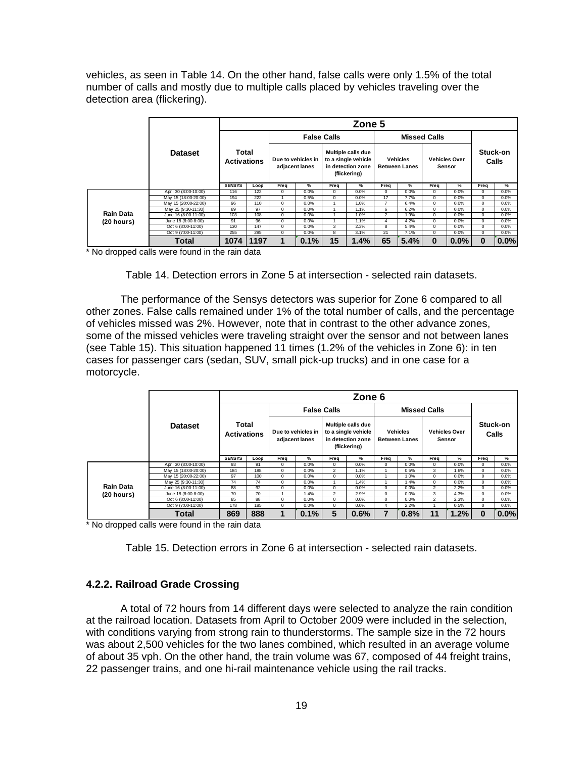vehicles, as seen in Table 14. On the other hand, false calls were only 1.5% of the total number of calls and mostly due to multiple calls placed by vehicles traveling over the detection area (flickering).

| | Dataset | Zone 5 | | | | | | | | | | | |
|---|---|---|---|---|---|---|---|---|---|---|---|---|---|
| | | Total Activations | | False Calls | | | | Missed Calls | | | | Stuck-on Calls | |
| | | | | Due to vehicles in adjacent lanes | | Multiple calls due to a single vehicle in detection zone (flickering) | | Vehicles Between Lanes | | Vehicles Over Sensor | | | |
| | | SENSYS | Loop | Freq | % | Freq | % | Freq | % | Freq | % | Freq | % |
| Rain Data (20 hours) | April 30 (8:00-10:00) | 116 | 122 | 0 | 0.0% | 0 | 0.0% | 0 | 0.0% | 0 | 0.0% | 0 | 0.0% |
| | May 15 (18:00-20:00) | 194 | 222 | 1 | 0.5% | 0 | 0.0% | 17 | 7.7% | 0 | 0.0% | 0 | 0.0% |
| | May 15 (20:00-22:00) | 96 | 110 | 0 | 0.0% | 1 | 1.0% | 7 | 6.4% | 0 | 0.0% | 0 | 0.0% |
| | May 25 (9:30-11:30) | 89 | 97 | 0 | 0.0% | 1 | 1.1% | 6 | 6.2% | 0 | 0.0% | 0 | 0.0% |
| | June 16 (8:00-11:00) | 103 | 108 | 0 | 0.0% | 1 | 1.0% | 2 | 1.9% | 0 | 0.0% | 0 | 0.0% |
| | June 18 (6:00-8:00) | 91 | 96 | 0 | 0.0% | 1 | 1.1% | 4 | 4.2% | 0 | 0.0% | 0 | 0.0% |
| | Oct 6 (8:00-11:00) | 130 | 147 | 0 | 0.0% | 3 | 2.3% | 8 | 5.4% | 0 | 0.0% | 0 | 0.0% |
| | Oct 9 (7:00-11:00) | 255 | 295 | 0 | 0.0% | 8 | 3.1% | 21 | 7.1% | 0 | 0.0% | 0 | 0.0% |
| | **Total** | **1074** | **1197** | **1** | **0.1%** | **15** | **1.4%** | **65** | **5.4%** | **0** | **0.0%** | **0** | **0.0%** |

* No dropped calls were found in the rain data

Table 14. Detection errors in Zone 5 at intersection - selected rain datasets.

The performance of the Sensys detectors was superior for Zone 6 compared to all other zones. False calls remained under 1% of the total number of calls, and the percentage of vehicles missed was 2%. However, note that in contrast to the other advance zones, some of the missed vehicles were traveling straight over the sensor and not between lanes (see Table 15). This situation happened 11 times (1.2% of the vehicles in Zone 6): in ten cases for passenger cars (sedan, SUV, small pick-up trucks) and in one case for a motorcycle.

| | Dataset | Zone 6 | | | | | | | | | | | |
|---|---|---|---|---|---|---|---|---|---|---|---|---|---|
| | | Total Activations | | False Calls | | | | Missed Calls | | | | Stuck-on Calls | |
| | | | | Due to vehicles in adjacent lanes | | Multiple calls due to a single vehicle in detection zone (flickering) | | Vehicles Between Lanes | | Vehicles Over Sensor | | | |
| | | SENSYS | Loop | Freq | % | Freq | % | Freq | % | Freq | % | Freq | % |
| Rain Data (20 hours) | April 30 (8:00-10:00) | 93 | 91 | 0 | 0.0% | 0 | 0.0% | 0 | 0.0% | 0 | 0.0% | 0 | 0.0% |
| | May 15 (18:00-20:00) | 184 | 188 | 0 | 0.0% | 2 | 1.1% | 1 | 0.5% | 3 | 1.6% | 0 | 0.0% |
| | May 15 (20:00-22:00) | 97 | 100 | 0 | 0.0% | 0 | 0.0% | 1 | 1.0% | 0 | 0.0% | 0 | 0.0% |
| | May 25 (9:30-11:30) | 74 | 74 | 0 | 0.0% | 1 | 1.4% | 1 | 1.4% | 0 | 0.0% | 0 | 0.0% |
| | June 16 (8:00-11:00) | 88 | 92 | 0 | 0.0% | 0 | 0.0% | 0 | 0.0% | 2 | 2.2% | 0 | 0.0% |
| | June 18 (6:00-8:00) | 70 | 70 | 1 | 1.4% | 2 | 2.9% | 0 | 0.0% | 3 | 4.3% | 0 | 0.0% |
| | Oct 6 (8:00-11:00) | 85 | 88 | 0 | 0.0% | 0 | 0.0% | 0 | 0.0% | 2 | 2.3% | 0 | 0.0% |
| | Oct 9 (7:00-11:00) | 178 | 185 | 0 | 0.0% | 0 | 0.0% | 4 | 2.2% | 1 | 0.5% | 0 | 0.0% |
| | **Total** | **869** | **888** | **1** | **0.1%** | **5** | **0.6%** | **7** | **0.8%** | **11** | **1.2%** | **0** | **0.0%** |

* No dropped calls were found in the rain data

Table 15. Detection errors in Zone 6 at intersection - selected rain datasets.

### 4.2.2. Railroad Grade Crossing

A total of 72 hours from 14 different days were selected to analyze the rain condition at the railroad location. Datasets from April to October 2009 were included in the selection, with conditions varying from strong rain to thunderstorms. The sample size in the 72 hours was about 2,500 vehicles for the two lanes combined, which resulted in an average volume of about 35 vph. On the other hand, the train volume was 67, composed of 44 freight trains, 22 passenger trains, and one hi-rail maintenance vehicle using the rail tracks.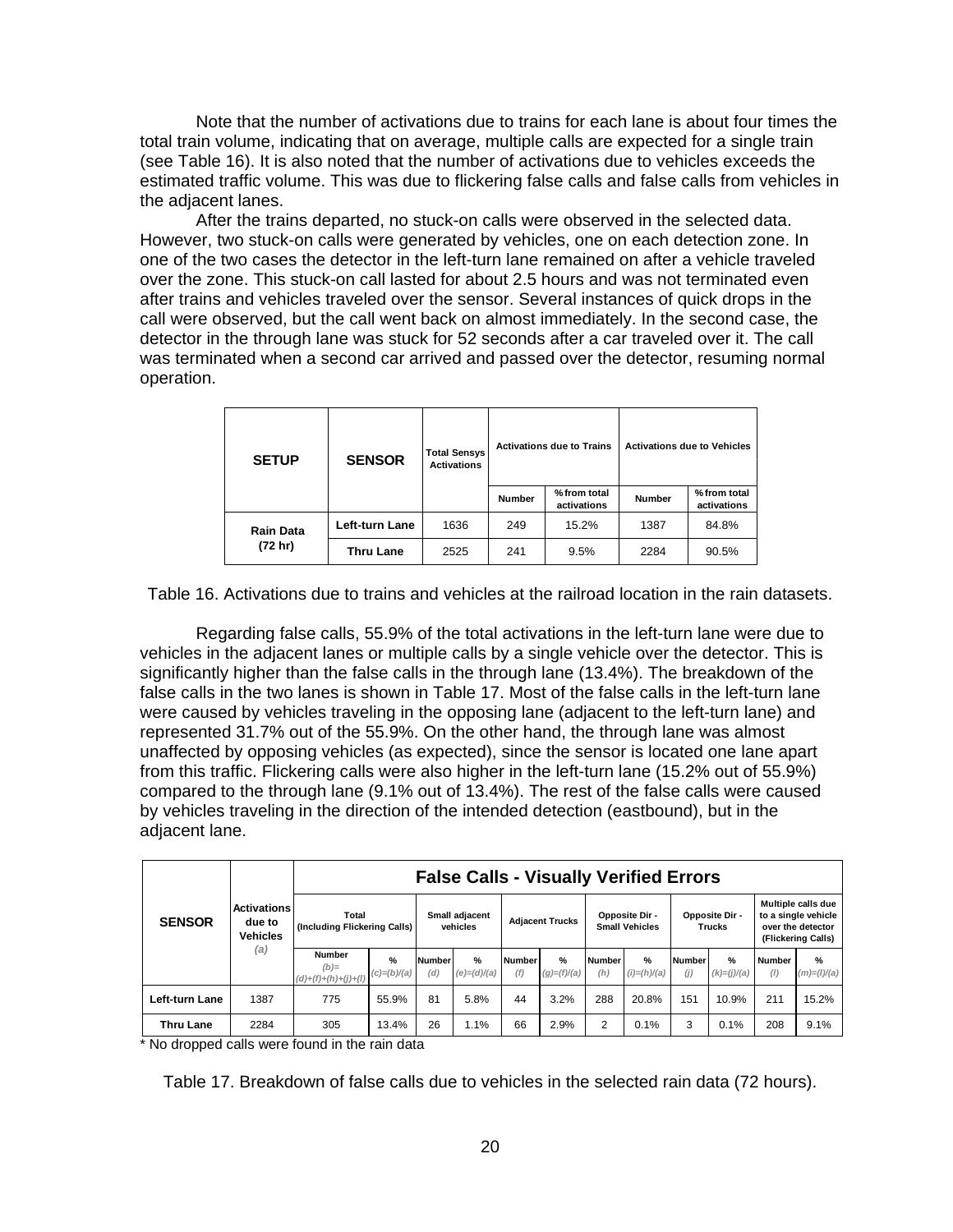Note that the number of activations due to trains for each lane is about four times the total train volume, indicating that on average, multiple calls are expected for a single train (see Table 16). It is also noted that the number of activations due to vehicles exceeds the estimated traffic volume. This was due to flickering false calls and false calls from vehicles in the adjacent lanes.

After the trains departed, no stuck-on calls were observed in the selected data. However, two stuck-on calls were generated by vehicles, one on each detection zone. In one of the two cases the detector in the left-turn lane remained on after a vehicle traveled over the zone. This stuck-on call lasted for about 2.5 hours and was not terminated even after trains and vehicles traveled over the sensor. Several instances of quick drops in the call were observed, but the call went back on almost immediately. In the second case, the detector in the through lane was stuck for 52 seconds after a car traveled over it. The call was terminated when a second car arrived and passed over the detector, resuming normal operation.

| SETUP | SENSOR | Total Sensys Activations | Activations due to Trains | | Activations due to Vehicles | |
|---|---|---|---|---|---|---|
| | | | Number | % from total activations | Number | % from total activations |
| Rain Data (72 hr) | Left-turn Lane | 1636 | 249 | 15.2% | 1387 | 84.8% |
| | Thru Lane | 2525 | 241 | 9.5% | 2284 | 90.5% |

Table 16. Activations due to trains and vehicles at the railroad location in the rain datasets.

Regarding false calls, 55.9% of the total activations in the left-turn lane were due to vehicles in the adjacent lanes or multiple calls by a single vehicle over the detector. This is significantly higher than the false calls in the through lane (13.4%). The breakdown of the false calls in the two lanes is shown in Table 17. Most of the false calls in the left-turn lane were caused by vehicles traveling in the opposing lane (adjacent to the left-turn lane) and represented 31.7% out of the 55.9%. On the other hand, the through lane was almost unaffected by opposing vehicles (as expected), since the sensor is located one lane apart from this traffic. Flickering calls were also higher in the left-turn lane (15.2% out of 55.9%) compared to the through lane (9.1% out of 13.4%). The rest of the false calls were caused by vehicles traveling in the direction of the intended detection (eastbound), but in the adjacent lane.

| SENSOR | Activations due to Vehicles *(a)* | False Calls - Visually Verified Errors | | | | | | | | | | | |
|---|---|---|---|---|---|---|---|---|---|---|---|---|---|
| | | Total (Including Flickering Calls) | | Small adjacent vehicles | | Adjacent Trucks | | Opposite Dir - Small Vehicles | | Opposite Dir - Trucks | | Multiple calls due to a single vehicle over the detector (Flickering Calls) | |
| | | Number *(b)=(d)+(f)+(h)+(j)+(l)* | % *(c)=(b)/(a)* | Number *(d)* | % *(e)=(d)/(a)* | Number *(f)* | % *(g)=(f)/(a)* | Number *(h)* | % *(i)=(h)/(a)* | Number *(j)* | % *(k)=(j)/(a)* | Number *(l)* | % *(m)=(l)/(a)* |
| Left-turn Lane | 1387 | 775 | 55.9% | 81 | 5.8% | 44 | 3.2% | 288 | 20.8% | 151 | 10.9% | 211 | 15.2% |
| Thru Lane | 2284 | 305 | 13.4% | 26 | 1.1% | 66 | 2.9% | 2 | 0.1% | 3 | 0.1% | 208 | 9.1% |

\* No dropped calls were found in the rain data

Table 17. Breakdown of false calls due to vehicles in the selected rain data (72 hours).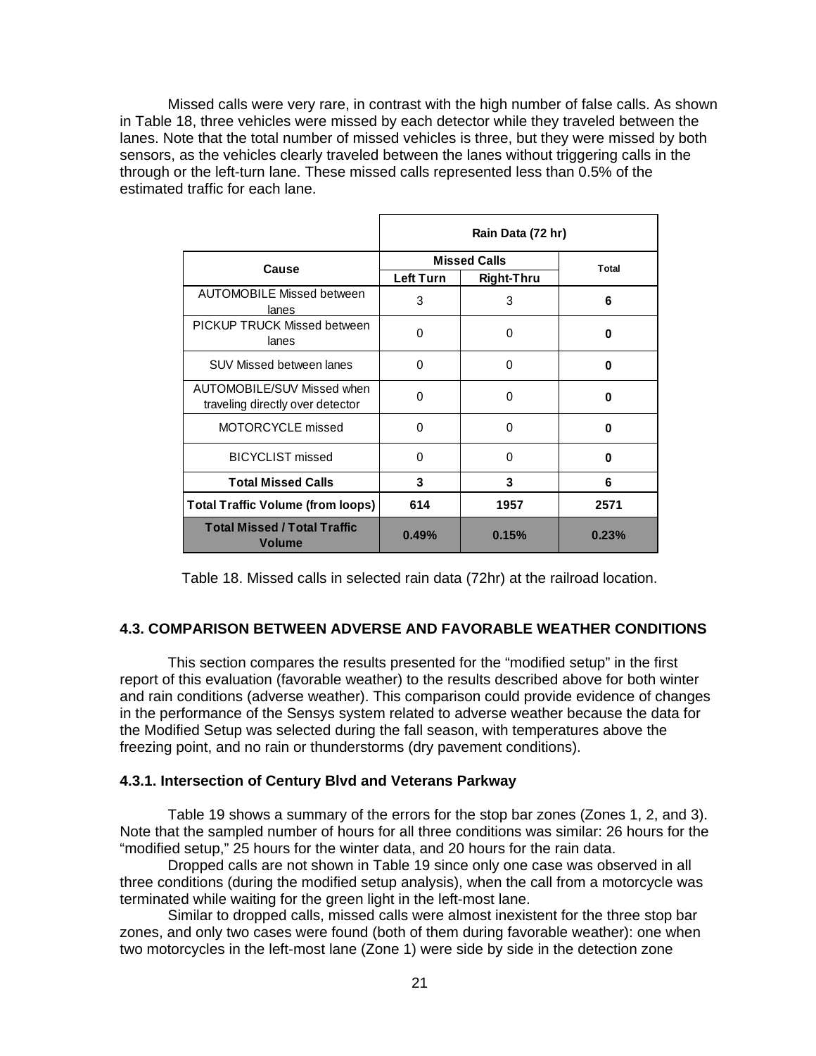Missed calls were very rare, in contrast with the high number of false calls. As shown in Table 18, three vehicles were missed by each detector while they traveled between the lanes. Note that the total number of missed vehicles is three, but they were missed by both sensors, as the vehicles clearly traveled between the lanes without triggering calls in the through or the left-turn lane. These missed calls represented less than 0.5% of the estimated traffic for each lane.

| | Rain Data (72 hr) | | |
|---|---|---|---|
| **Cause** | **Missed Calls** | | **Total** |
| | **Left Turn** | **Right-Thru** | |
| AUTOMOBILE Missed between lanes | 3 | 3 | **6** |
| PICKUP TRUCK Missed between lanes | 0 | 0 | **0** |
| SUV Missed between lanes | 0 | 0 | **0** |
| AUTOMOBILE/SUV Missed when traveling directly over detector | 0 | 0 | **0** |
| MOTORCYCLE missed | 0 | 0 | **0** |
| BICYCLIST missed | 0 | 0 | **0** |
| **Total Missed Calls** | **3** | **3** | **6** |
| **Total Traffic Volume (from loops)** | **614** | **1957** | **2571** |
| **Total Missed / Total Traffic Volume** | **0.49%** | **0.15%** | **0.23%** |

Table 18. Missed calls in selected rain data (72hr) at the railroad location.

### 4.3. COMPARISON BETWEEN ADVERSE AND FAVORABLE WEATHER CONDITIONS

This section compares the results presented for the "modified setup" in the first report of this evaluation (favorable weather) to the results described above for both winter and rain conditions (adverse weather). This comparison could provide evidence of changes in the performance of the Sensys system related to adverse weather because the data for the Modified Setup was selected during the fall season, with temperatures above the freezing point, and no rain or thunderstorms (dry pavement conditions).

#### 4.3.1. Intersection of Century Blvd and Veterans Parkway

Table 19 shows a summary of the errors for the stop bar zones (Zones 1, 2, and 3). Note that the sampled number of hours for all three conditions was similar: 26 hours for the "modified setup," 25 hours for the winter data, and 20 hours for the rain data.

Dropped calls are not shown in Table 19 since only one case was observed in all three conditions (during the modified setup analysis), when the call from a motorcycle was terminated while waiting for the green light in the left-most lane.

Similar to dropped calls, missed calls were almost inexistent for the three stop bar zones, and only two cases were found (both of them during favorable weather): one when two motorcycles in the left-most lane (Zone 1) were side by side in the detection zone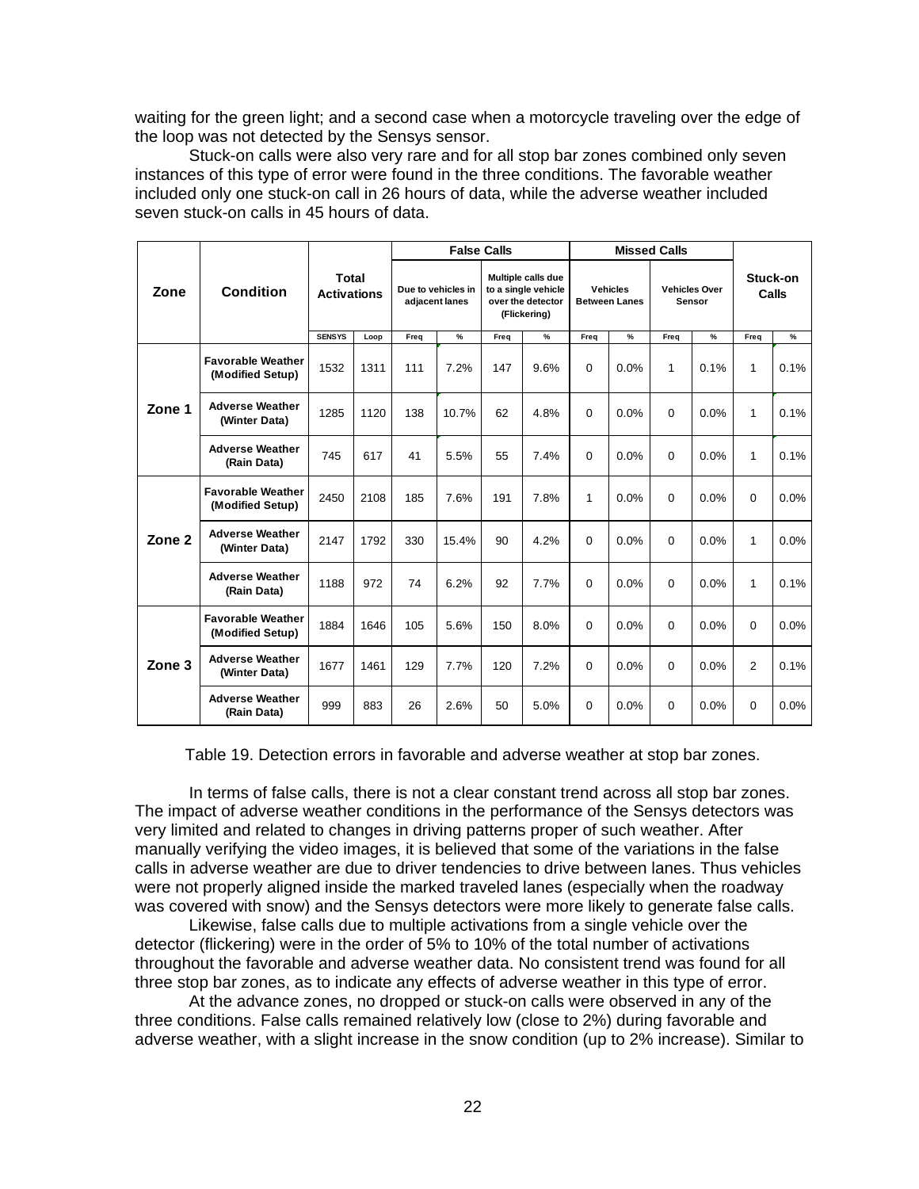waiting for the green light; and a second case when a motorcycle traveling over the edge of the loop was not detected by the Sensys sensor.

Stuck-on calls were also very rare and for all stop bar zones combined only seven instances of this type of error were found in the three conditions. The favorable weather included only one stuck-on call in 26 hours of data, while the adverse weather included seven stuck-on calls in 45 hours of data.

| Zone | Condition | Total Activations | | False Calls | | | | Missed Calls | | | | Stuck-on Calls | |
|---|---|---|---|---|---|---|---|---|---|---|---|---|---|
| | | | | Due to vehicles in adjacent lanes | | Multiple calls due to a single vehicle over the detector (Flickering) | | Vehicles Between Lanes | | Vehicles Over Sensor | | | |
| | | SENSYS | Loop | Freq | % | Freq | % | Freq | % | Freq | % | Freq | % |
| Zone 1 | Favorable Weather (Modified Setup) | 1532 | 1311 | 111 | 7.2% | 147 | 9.6% | 0 | 0.0% | 1 | 0.1% | 1 | 0.1% |
| | Adverse Weather (Winter Data) | 1285 | 1120 | 138 | 10.7% | 62 | 4.8% | 0 | 0.0% | 0 | 0.0% | 1 | 0.1% |
| | Adverse Weather (Rain Data) | 745 | 617 | 41 | 5.5% | 55 | 7.4% | 0 | 0.0% | 0 | 0.0% | 1 | 0.1% |
| Zone 2 | Favorable Weather (Modified Setup) | 2450 | 2108 | 185 | 7.6% | 191 | 7.8% | 1 | 0.0% | 0 | 0.0% | 0 | 0.0% |
| | Adverse Weather (Winter Data) | 2147 | 1792 | 330 | 15.4% | 90 | 4.2% | 0 | 0.0% | 0 | 0.0% | 1 | 0.0% |
| | Adverse Weather (Rain Data) | 1188 | 972 | 74 | 6.2% | 92 | 7.7% | 0 | 0.0% | 0 | 0.0% | 1 | 0.1% |
| Zone 3 | Favorable Weather (Modified Setup) | 1884 | 1646 | 105 | 5.6% | 150 | 8.0% | 0 | 0.0% | 0 | 0.0% | 0 | 0.0% |
| | Adverse Weather (Winter Data) | 1677 | 1461 | 129 | 7.7% | 120 | 7.2% | 0 | 0.0% | 0 | 0.0% | 2 | 0.1% |
| | Adverse Weather (Rain Data) | 999 | 883 | 26 | 2.6% | 50 | 5.0% | 0 | 0.0% | 0 | 0.0% | 0 | 0.0% |

Table 19. Detection errors in favorable and adverse weather at stop bar zones.

In terms of false calls, there is not a clear constant trend across all stop bar zones. The impact of adverse weather conditions in the performance of the Sensys detectors was very limited and related to changes in driving patterns proper of such weather. After manually verifying the video images, it is believed that some of the variations in the false calls in adverse weather are due to driver tendencies to drive between lanes. Thus vehicles were not properly aligned inside the marked traveled lanes (especially when the roadway was covered with snow) and the Sensys detectors were more likely to generate false calls.

Likewise, false calls due to multiple activations from a single vehicle over the detector (flickering) were in the order of 5% to 10% of the total number of activations throughout the favorable and adverse weather data. No consistent trend was found for all three stop bar zones, as to indicate any effects of adverse weather in this type of error.

At the advance zones, no dropped or stuck-on calls were observed in any of the three conditions. False calls remained relatively low (close to 2%) during favorable and adverse weather, with a slight increase in the snow condition (up to 2% increase). Similar to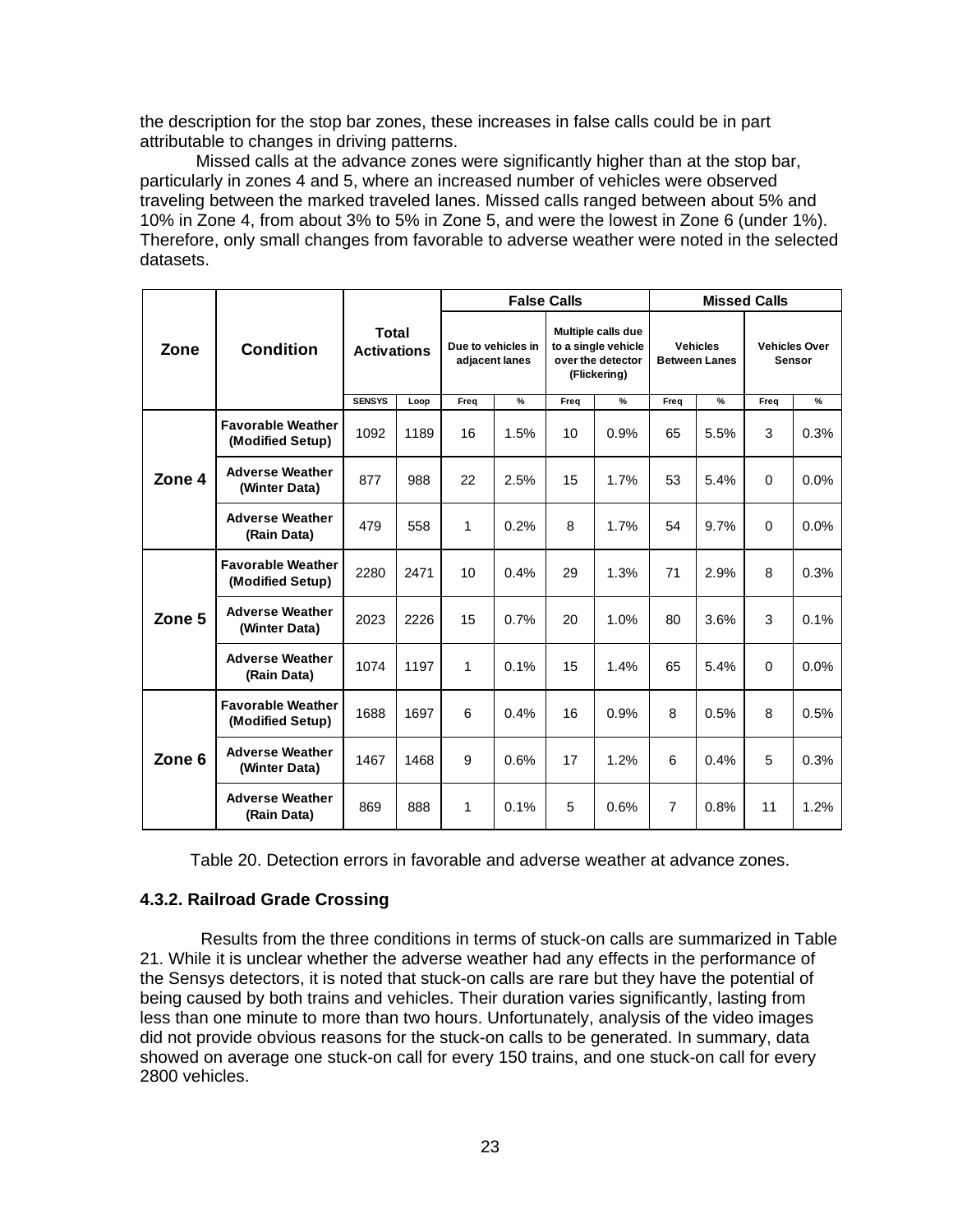the description for the stop bar zones, these increases in false calls could be in part attributable to changes in driving patterns.

Missed calls at the advance zones were significantly higher than at the stop bar, particularly in zones 4 and 5, where an increased number of vehicles were observed traveling between the marked traveled lanes. Missed calls ranged between about 5% and 10% in Zone 4, from about 3% to 5% in Zone 5, and were the lowest in Zone 6 (under 1%). Therefore, only small changes from favorable to adverse weather were noted in the selected datasets.

| Zone | Condition | Total Activations | | False Calls | | | | Missed Calls | | | |
|---|---|---|---|---|---|---|---|---|---|---|---|
| | | | | Due to vehicles in adjacent lanes | | Multiple calls due to a single vehicle over the detector (Flickering) | | Vehicles Between Lanes | | Vehicles Over Sensor | |
| | | SENSYS | Loop | Freq | % | Freq | % | Freq | % | Freq | % |
| Zone 4 | Favorable Weather (Modified Setup) | 1092 | 1189 | 16 | 1.5% | 10 | 0.9% | 65 | 5.5% | 3 | 0.3% |
| | Adverse Weather (Winter Data) | 877 | 988 | 22 | 2.5% | 15 | 1.7% | 53 | 5.4% | 0 | 0.0% |
| | Adverse Weather (Rain Data) | 479 | 558 | 1 | 0.2% | 8 | 1.7% | 54 | 9.7% | 0 | 0.0% |
| Zone 5 | Favorable Weather (Modified Setup) | 2280 | 2471 | 10 | 0.4% | 29 | 1.3% | 71 | 2.9% | 8 | 0.3% |
| | Adverse Weather (Winter Data) | 2023 | 2226 | 15 | 0.7% | 20 | 1.0% | 80 | 3.6% | 3 | 0.1% |
| | Adverse Weather (Rain Data) | 1074 | 1197 | 1 | 0.1% | 15 | 1.4% | 65 | 5.4% | 0 | 0.0% |
| Zone 6 | Favorable Weather (Modified Setup) | 1688 | 1697 | 6 | 0.4% | 16 | 0.9% | 8 | 0.5% | 8 | 0.5% |
| | Adverse Weather (Winter Data) | 1467 | 1468 | 9 | 0.6% | 17 | 1.2% | 6 | 0.4% | 5 | 0.3% |
| | Adverse Weather (Rain Data) | 869 | 888 | 1 | 0.1% | 5 | 0.6% | 7 | 0.8% | 11 | 1.2% |

Table 20. Detection errors in favorable and adverse weather at advance zones.

### 4.3.2. Railroad Grade Crossing

Results from the three conditions in terms of stuck-on calls are summarized in Table 21. While it is unclear whether the adverse weather had any effects in the performance of the Sensys detectors, it is noted that stuck-on calls are rare but they have the potential of being caused by both trains and vehicles. Their duration varies significantly, lasting from less than one minute to more than two hours. Unfortunately, analysis of the video images did not provide obvious reasons for the stuck-on calls to be generated. In summary, data showed on average one stuck-on call for every 150 trains, and one stuck-on call for every 2800 vehicles.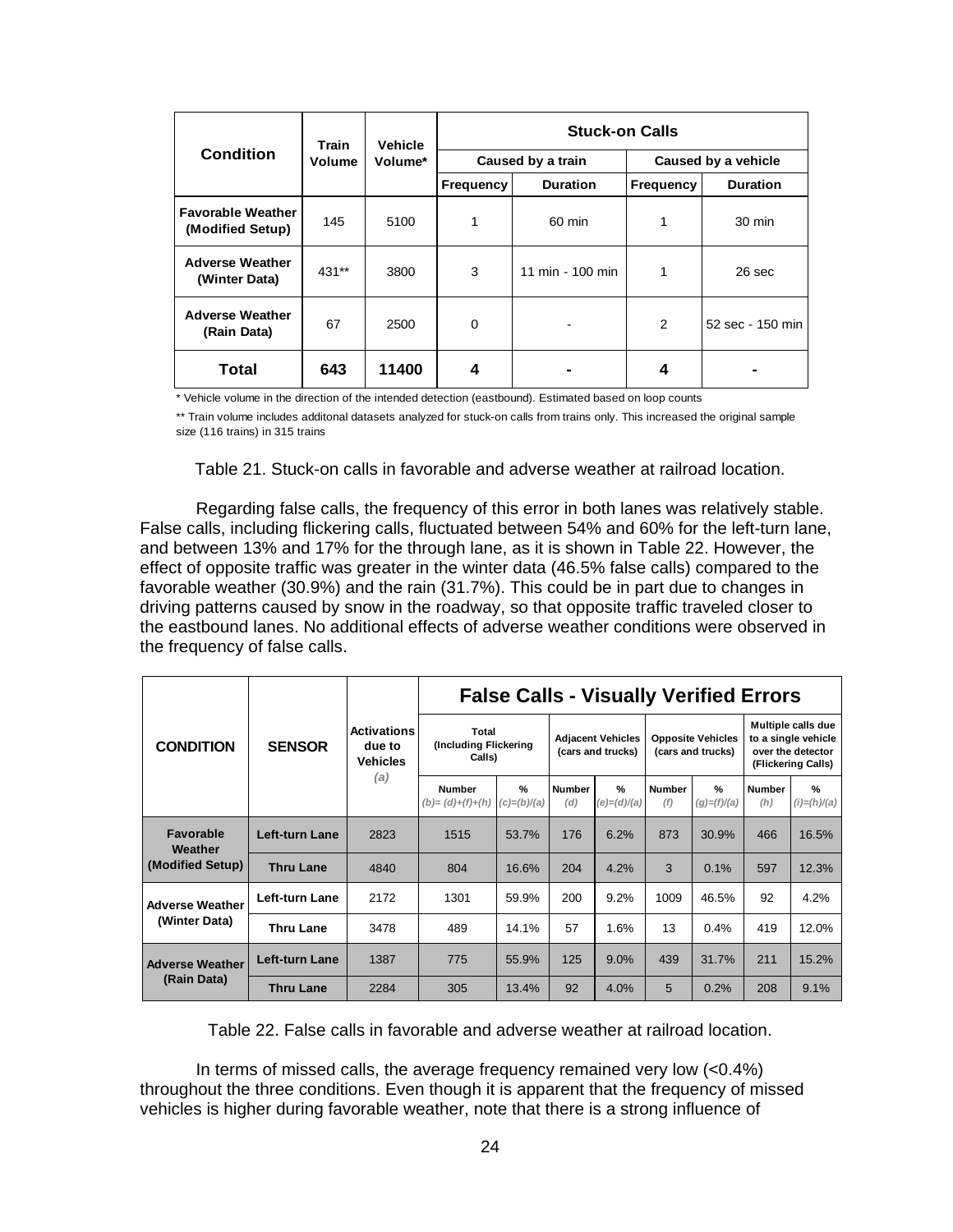| Condition | Train Volume | Vehicle Volume* | Stuck-on Calls | | | |
|---|---|---|---|---|---|---|
| | | | Caused by a train | | Caused by a vehicle | |
| | | | Frequency | Duration | Frequency | Duration |
| **Favorable Weather (Modified Setup)** | 145 | 5100 | 1 | 60 min | 1 | 30 min |
| **Adverse Weather (Winter Data)** | 431** | 3800 | 3 | 11 min - 100 min | 1 | 26 sec |
| **Adverse Weather (Rain Data)** | 67 | 2500 | 0 | - | 2 | 52 sec - 150 min |
| **Total** | **643** | **11400** | **4** | **-** | **4** | **-** |

\* Vehicle volume in the direction of the intended detection (eastbound). Estimated based on loop counts

** Train volume includes additonal datasets analyzed for stuck-on calls from trains only. This increased the original sample size (116 trains) in 315 trains

Table 21. Stuck-on calls in favorable and adverse weather at railroad location.

Regarding false calls, the frequency of this error in both lanes was relatively stable. False calls, including flickering calls, fluctuated between 54% and 60% for the left-turn lane, and between 13% and 17% for the through lane, as it is shown in Table 22. However, the effect of opposite traffic was greater in the winter data (46.5% false calls) compared to the favorable weather (30.9%) and the rain (31.7%). This could be in part due to changes in driving patterns caused by snow in the roadway, so that opposite traffic traveled closer to the eastbound lanes. No additional effects of adverse weather conditions were observed in the frequency of false calls.

| CONDITION | SENSOR | Activations due to Vehicles *(a)* | False Calls - Visually Verified Errors | | | | | | | |
|---|---|---|---|---|---|---|---|---|---|---|
| | | | Total (Including Flickering Calls) | | Adjacent Vehicles (cars and trucks) | | Opposite Vehicles (cars and trucks) | | Multiple calls due to a single vehicle over the detector (Flickering Calls) | |
| | | | Number *(b)= (d)+(f)+(h)* | % *(c)=(b)/(a)* | Number *(d)* | % *(e)=(d)/(a)* | Number *(f)* | % *(g)=(f)/(a)* | Number *(h)* | % *(i)=(h)/(a)* |
| **Favorable Weather (Modified Setup)** | **Left-turn Lane** | 2823 | 1515 | 53.7% | 176 | 6.2% | 873 | 30.9% | 466 | 16.5% |
| | **Thru Lane** | 4840 | 804 | 16.6% | 204 | 4.2% | 3 | 0.1% | 597 | 12.3% |
| **Adverse Weather (Winter Data)** | **Left-turn Lane** | 2172 | 1301 | 59.9% | 200 | 9.2% | 1009 | 46.5% | 92 | 4.2% |
| | **Thru Lane** | 3478 | 489 | 14.1% | 57 | 1.6% | 13 | 0.4% | 419 | 12.0% |
| **Adverse Weather (Rain Data)** | **Left-turn Lane** | 1387 | 775 | 55.9% | 125 | 9.0% | 439 | 31.7% | 211 | 15.2% |
| | **Thru Lane** | 2284 | 305 | 13.4% | 92 | 4.0% | 5 | 0.2% | 208 | 9.1% |

Table 22. False calls in favorable and adverse weather at railroad location.

In terms of missed calls, the average frequency remained very low (<0.4%) throughout the three conditions. Even though it is apparent that the frequency of missed vehicles is higher during favorable weather, note that there is a strong influence of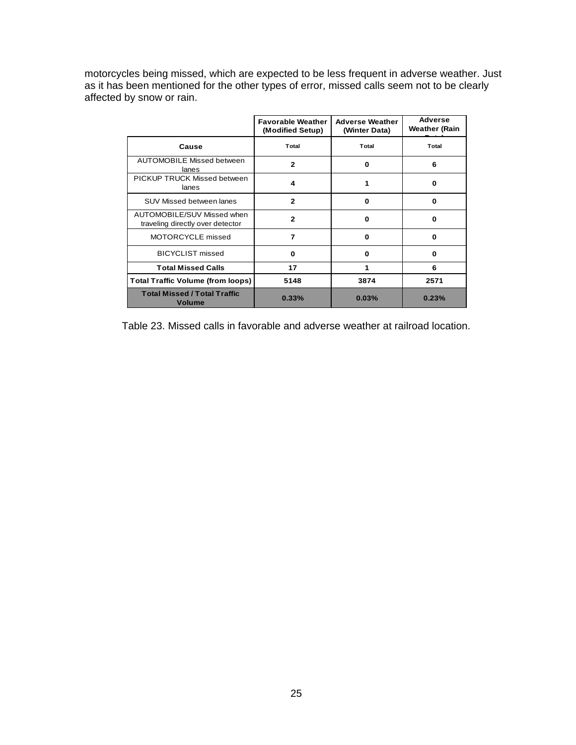motorcycles being missed, which are expected to be less frequent in adverse weather. Just as it has been mentioned for the other types of error, missed calls seem not to be clearly affected by snow or rain.

| | Favorable Weather (Modified Setup) | Adverse Weather (Winter Data) | Adverse Weather (Rain Data) |
|---|---|---|---|
| **Cause** | Total | Total | Total |
| AUTOMOBILE Missed between lanes | 2 | 0 | 6 |
| PICKUP TRUCK Missed between lanes | 4 | 1 | 0 |
| SUV Missed between lanes | 2 | 0 | 0 |
| AUTOMOBILE/SUV Missed when traveling directly over detector | 2 | 0 | 0 |
| MOTORCYCLE missed | 7 | 0 | 0 |
| BICYCLIST missed | 0 | 0 | 0 |
| **Total Missed Calls** | 17 | 1 | 6 |
| **Total Traffic Volume (from loops)** | 5148 | 3874 | 2571 |
| **Total Missed / Total Traffic Volume** | 0.33% | 0.03% | 0.23% |

Table 23. Missed calls in favorable and adverse weather at railroad location.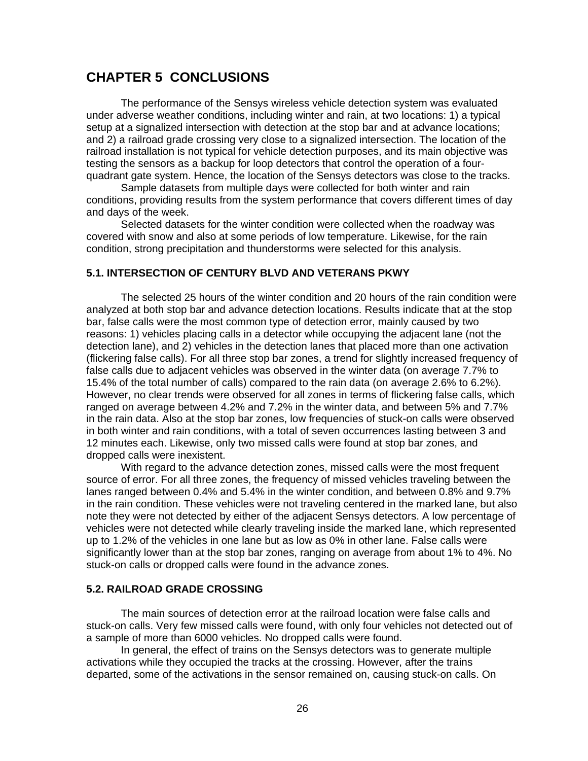# CHAPTER 5 CONCLUSIONS

The performance of the Sensys wireless vehicle detection system was evaluated under adverse weather conditions, including winter and rain, at two locations: 1) a typical setup at a signalized intersection with detection at the stop bar and at advance locations; and 2) a railroad grade crossing very close to a signalized intersection. The location of the railroad installation is not typical for vehicle detection purposes, and its main objective was testing the sensors as a backup for loop detectors that control the operation of a four-quadrant gate system. Hence, the location of the Sensys detectors was close to the tracks.

Sample datasets from multiple days were collected for both winter and rain conditions, providing results from the system performance that covers different times of day and days of the week.

Selected datasets for the winter condition were collected when the roadway was covered with snow and also at some periods of low temperature. Likewise, for the rain condition, strong precipitation and thunderstorms were selected for this analysis.

## 5.1. INTERSECTION OF CENTURY BLVD AND VETERANS PKWY

The selected 25 hours of the winter condition and 20 hours of the rain condition were analyzed at both stop bar and advance detection locations. Results indicate that at the stop bar, false calls were the most common type of detection error, mainly caused by two reasons: 1) vehicles placing calls in a detector while occupying the adjacent lane (not the detection lane), and 2) vehicles in the detection lanes that placed more than one activation (flickering false calls). For all three stop bar zones, a trend for slightly increased frequency of false calls due to adjacent vehicles was observed in the winter data (on average 7.7% to 15.4% of the total number of calls) compared to the rain data (on average 2.6% to 6.2%). However, no clear trends were observed for all zones in terms of flickering false calls, which ranged on average between 4.2% and 7.2% in the winter data, and between 5% and 7.7% in the rain data. Also at the stop bar zones, low frequencies of stuck-on calls were observed in both winter and rain conditions, with a total of seven occurrences lasting between 3 and 12 minutes each. Likewise, only two missed calls were found at stop bar zones, and dropped calls were inexistent.

With regard to the advance detection zones, missed calls were the most frequent source of error. For all three zones, the frequency of missed vehicles traveling between the lanes ranged between 0.4% and 5.4% in the winter condition, and between 0.8% and 9.7% in the rain condition. These vehicles were not traveling centered in the marked lane, but also note they were not detected by either of the adjacent Sensys detectors. A low percentage of vehicles were not detected while clearly traveling inside the marked lane, which represented up to 1.2% of the vehicles in one lane but as low as 0% in other lane. False calls were significantly lower than at the stop bar zones, ranging on average from about 1% to 4%. No stuck-on calls or dropped calls were found in the advance zones.

## 5.2. RAILROAD GRADE CROSSING

The main sources of detection error at the railroad location were false calls and stuck-on calls. Very few missed calls were found, with only four vehicles not detected out of a sample of more than 6000 vehicles. No dropped calls were found.

In general, the effect of trains on the Sensys detectors was to generate multiple activations while they occupied the tracks at the crossing. However, after the trains departed, some of the activations in the sensor remained on, causing stuck-on calls. On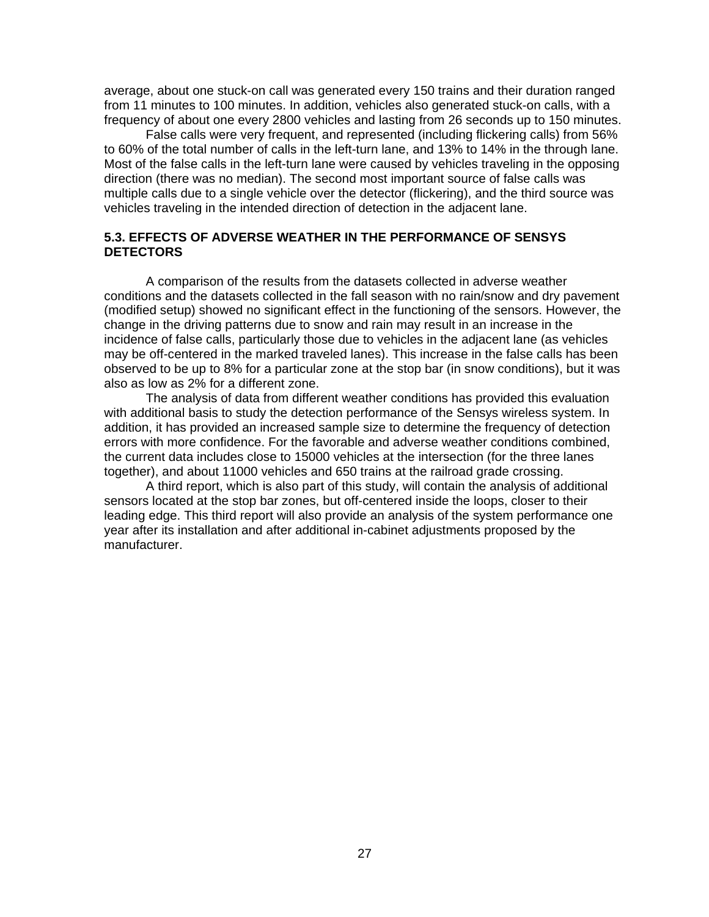average, about one stuck-on call was generated every 150 trains and their duration ranged from 11 minutes to 100 minutes. In addition, vehicles also generated stuck-on calls, with a frequency of about one every 2800 vehicles and lasting from 26 seconds up to 150 minutes.

False calls were very frequent, and represented (including flickering calls) from 56% to 60% of the total number of calls in the left-turn lane, and 13% to 14% in the through lane. Most of the false calls in the left-turn lane were caused by vehicles traveling in the opposing direction (there was no median). The second most important source of false calls was multiple calls due to a single vehicle over the detector (flickering), and the third source was vehicles traveling in the intended direction of detection in the adjacent lane.

### 5.3. EFFECTS OF ADVERSE WEATHER IN THE PERFORMANCE OF SENSYS DETECTORS

A comparison of the results from the datasets collected in adverse weather conditions and the datasets collected in the fall season with no rain/snow and dry pavement (modified setup) showed no significant effect in the functioning of the sensors. However, the change in the driving patterns due to snow and rain may result in an increase in the incidence of false calls, particularly those due to vehicles in the adjacent lane (as vehicles may be off-centered in the marked traveled lanes). This increase in the false calls has been observed to be up to 8% for a particular zone at the stop bar (in snow conditions), but it was also as low as 2% for a different zone.

The analysis of data from different weather conditions has provided this evaluation with additional basis to study the detection performance of the Sensys wireless system. In addition, it has provided an increased sample size to determine the frequency of detection errors with more confidence. For the favorable and adverse weather conditions combined, the current data includes close to 15000 vehicles at the intersection (for the three lanes together), and about 11000 vehicles and 650 trains at the railroad grade crossing.

A third report, which is also part of this study, will contain the analysis of additional sensors located at the stop bar zones, but off-centered inside the loops, closer to their leading edge. This third report will also provide an analysis of the system performance one year after its installation and after additional in-cabinet adjustments proposed by the manufacturer.